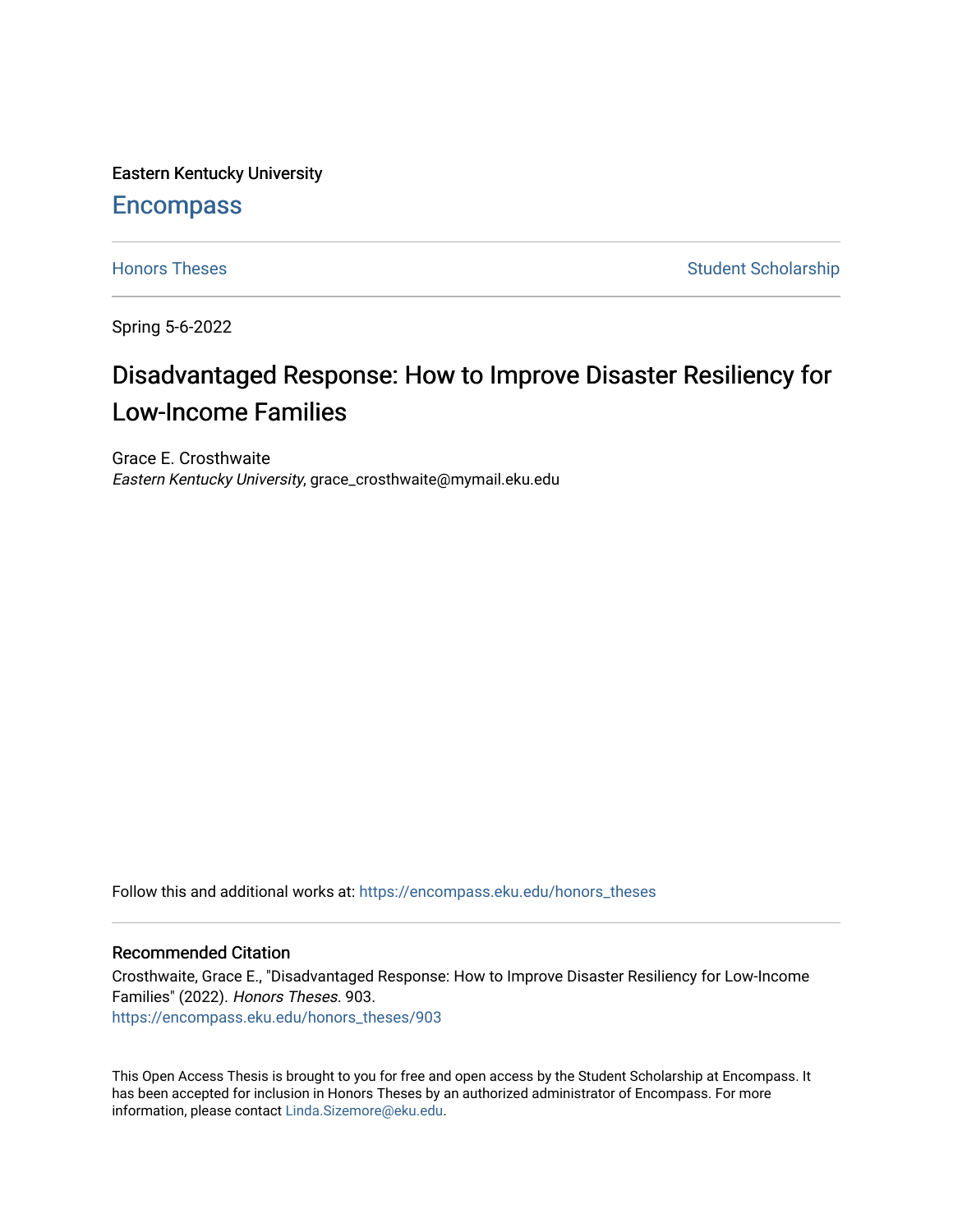Eastern Kentucky University

# Encompass

Honors Theses | Student Scholarship

Spring 5-6-2022

## Disadvantaged Response: How to Improve Disaster Resiliency for Low-Income Families

Grace E. Crosthwaite
*Eastern Kentucky University*, grace_crosthwaite@mymail.eku.edu

Follow this and additional works at: https://encompass.eku.edu/honors_theses

### Recommended Citation

Crosthwaite, Grace E., "Disadvantaged Response: How to Improve Disaster Resiliency for Low-Income Families" (2022). *Honors Theses*. 903.
https://encompass.eku.edu/honors_theses/903

This Open Access Thesis is brought to you for free and open access by the Student Scholarship at Encompass. It has been accepted for inclusion in Honors Theses by an authorized administrator of Encompass. For more information, please contact Linda.Sizemore@eku.edu.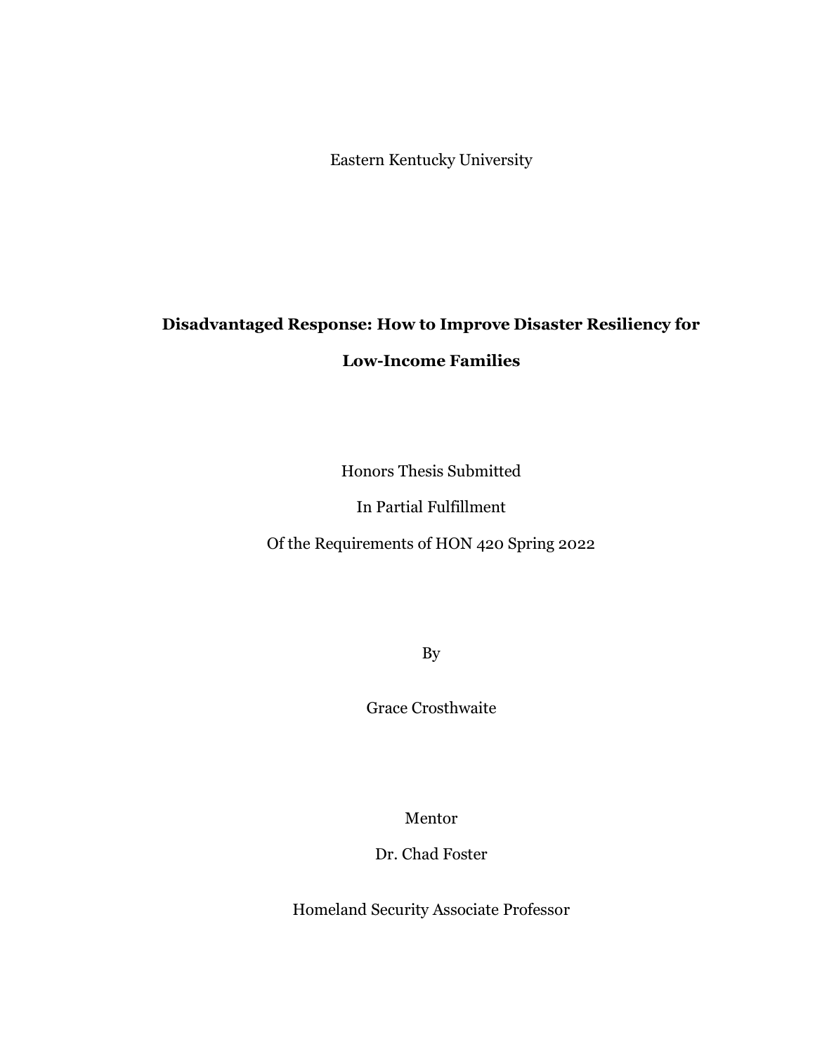Eastern Kentucky University

# Disadvantaged Response: How to Improve Disaster Resiliency for Low-Income Families

Honors Thesis Submitted

In Partial Fulfillment

Of the Requirements of HON 420 Spring 2022

By

Grace Crosthwaite

Mentor

Dr. Chad Foster

Homeland Security Associate Professor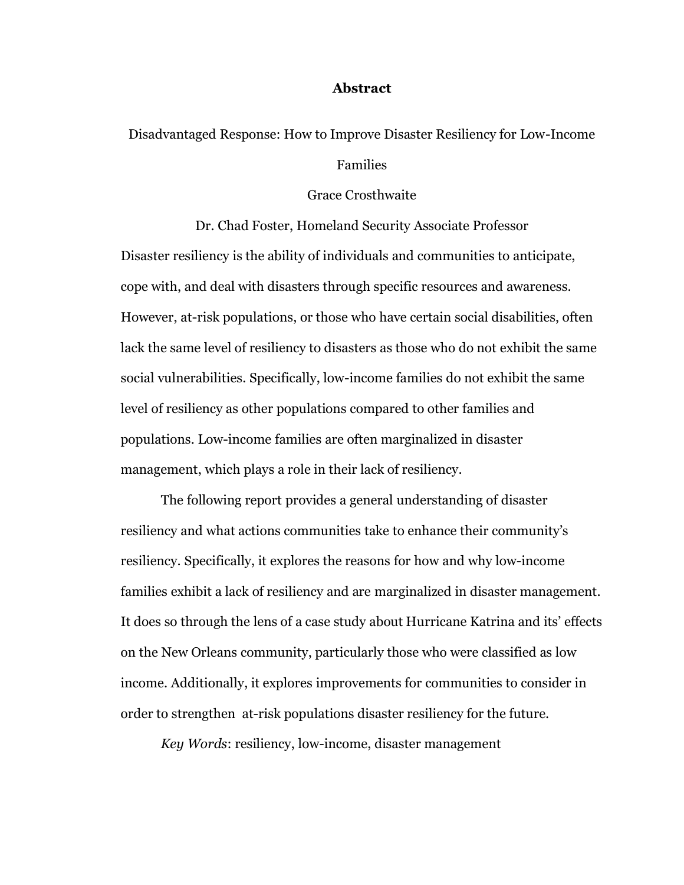# Abstract

Disadvantaged Response: How to Improve Disaster Resiliency for Low-Income Families

Grace Crosthwaite

Dr. Chad Foster, Homeland Security Associate Professor

Disaster resiliency is the ability of individuals and communities to anticipate, cope with, and deal with disasters through specific resources and awareness. However, at-risk populations, or those who have certain social disabilities, often lack the same level of resiliency to disasters as those who do not exhibit the same social vulnerabilities. Specifically, low-income families do not exhibit the same level of resiliency as other populations compared to other families and populations. Low-income families are often marginalized in disaster management, which plays a role in their lack of resiliency.

The following report provides a general understanding of disaster resiliency and what actions communities take to enhance their community's resiliency. Specifically, it explores the reasons for how and why low-income families exhibit a lack of resiliency and are marginalized in disaster management. It does so through the lens of a case study about Hurricane Katrina and its' effects on the New Orleans community, particularly those who were classified as low income. Additionally, it explores improvements for communities to consider in order to strengthen at-risk populations disaster resiliency for the future.

*Key Words*: resiliency, low-income, disaster management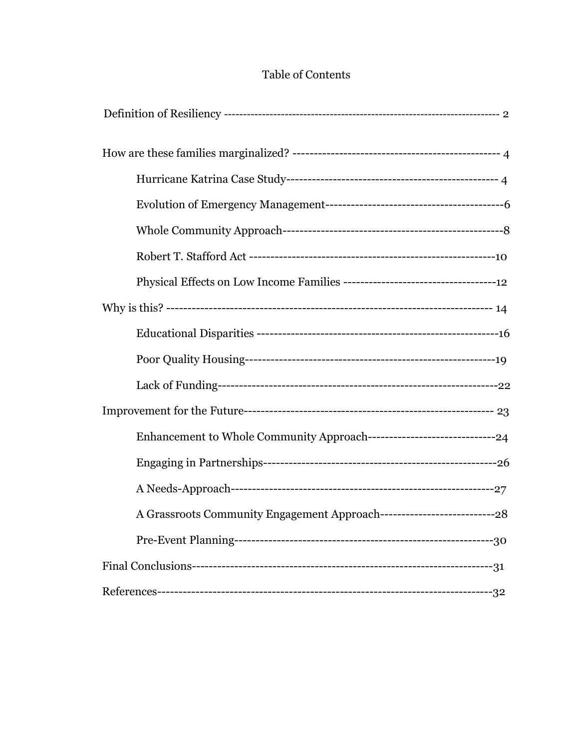# Table of Contents

Definition of Resiliency ---------------------------------------------------------------------- 2

How are these families marginalized? ------------------------------------------------- 4

  Hurricane Katrina Case Study--------------------------------------------------- 4

  Evolution of Emergency Management------------------------------------------6

  Whole Community Approach----------------------------------------------------8

  Robert T. Stafford Act -----------------------------------------------------------10

  Physical Effects on Low Income Families ------------------------------------12

Why is this? ------------------------------------------------------------------------------ 14

  Educational Disparities ----------------------------------------------------------16

  Poor Quality Housing-------------------------------------------------------------19

  Lack of Funding--------------------------------------------------------------------22

Improvement for the Future------------------------------------------------------------- 23

  Enhancement to Whole Community Approach-------------------------------24

  Engaging in Partnerships--------------------------------------------------------26

  A Needs-Approach-----------------------------------------------------------------27

  A Grassroots Community Engagement Approach---------------------------28

  Pre-Event Planning----------------------------------------------------------------30

Final Conclusions-------------------------------------------------------------------------31

References----------------------------------------------------------------------------------32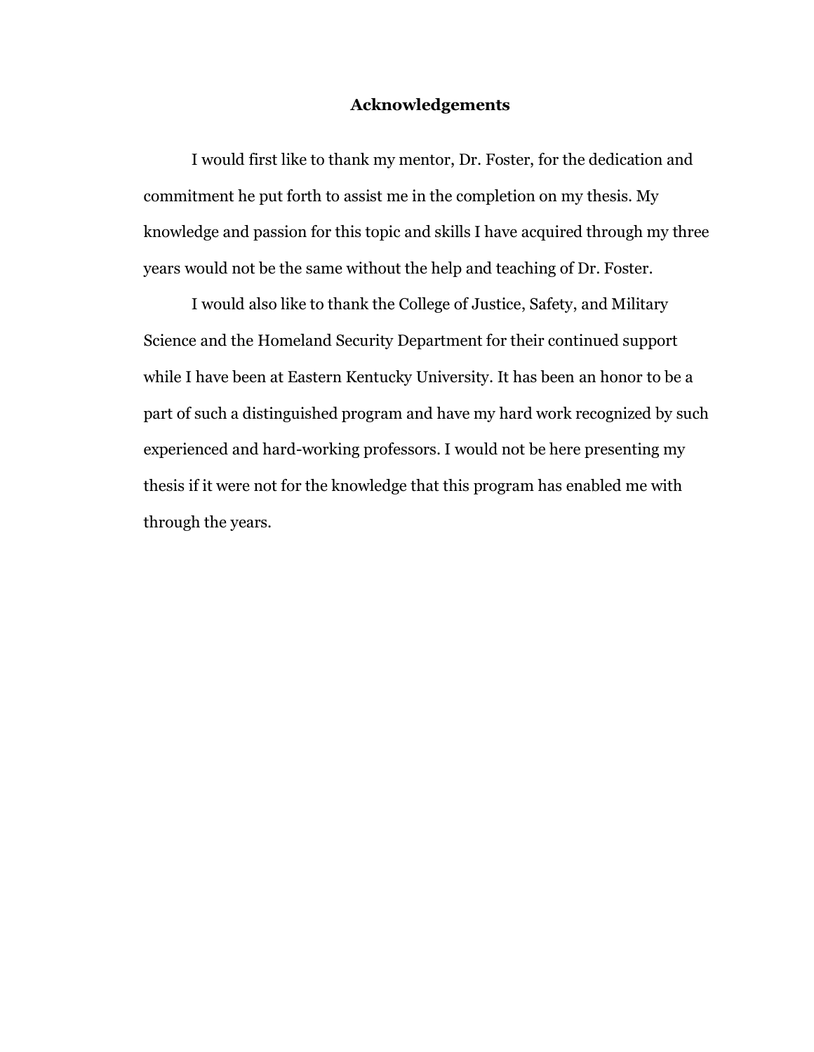## Acknowledgements

I would first like to thank my mentor, Dr. Foster, for the dedication and commitment he put forth to assist me in the completion on my thesis. My knowledge and passion for this topic and skills I have acquired through my three years would not be the same without the help and teaching of Dr. Foster.

I would also like to thank the College of Justice, Safety, and Military Science and the Homeland Security Department for their continued support while I have been at Eastern Kentucky University. It has been an honor to be a part of such a distinguished program and have my hard work recognized by such experienced and hard-working professors. I would not be here presenting my thesis if it were not for the knowledge that this program has enabled me with through the years.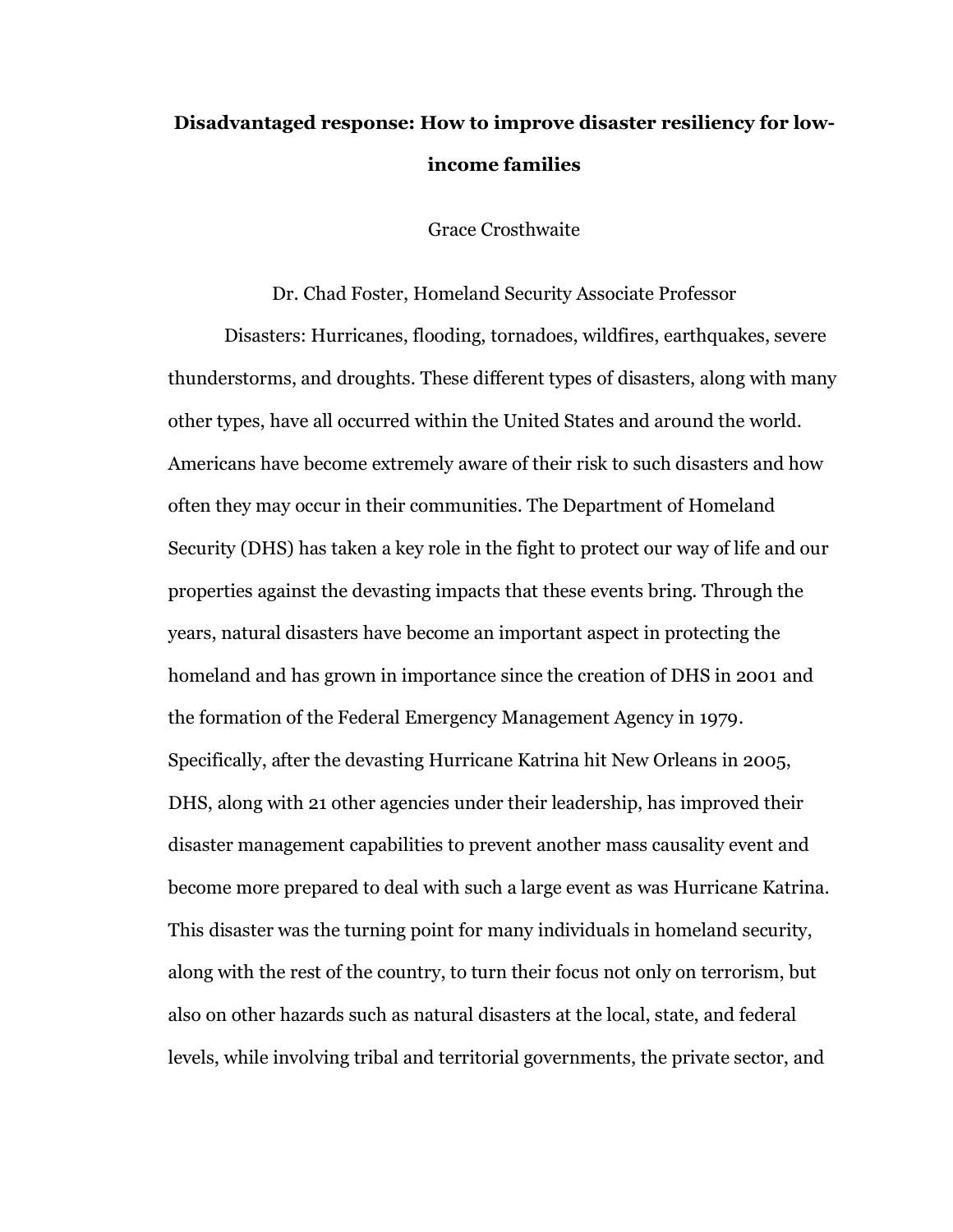# Disadvantaged response: How to improve disaster resiliency for low-income families

Grace Crosthwaite

Dr. Chad Foster, Homeland Security Associate Professor

Disasters: Hurricanes, flooding, tornadoes, wildfires, earthquakes, severe thunderstorms, and droughts. These different types of disasters, along with many other types, have all occurred within the United States and around the world. Americans have become extremely aware of their risk to such disasters and how often they may occur in their communities. The Department of Homeland Security (DHS) has taken a key role in the fight to protect our way of life and our properties against the devasting impacts that these events bring. Through the years, natural disasters have become an important aspect in protecting the homeland and has grown in importance since the creation of DHS in 2001 and the formation of the Federal Emergency Management Agency in 1979. Specifically, after the devasting Hurricane Katrina hit New Orleans in 2005, DHS, along with 21 other agencies under their leadership, has improved their disaster management capabilities to prevent another mass causality event and become more prepared to deal with such a large event as was Hurricane Katrina. This disaster was the turning point for many individuals in homeland security, along with the rest of the country, to turn their focus not only on terrorism, but also on other hazards such as natural disasters at the local, state, and federal levels, while involving tribal and territorial governments, the private sector, and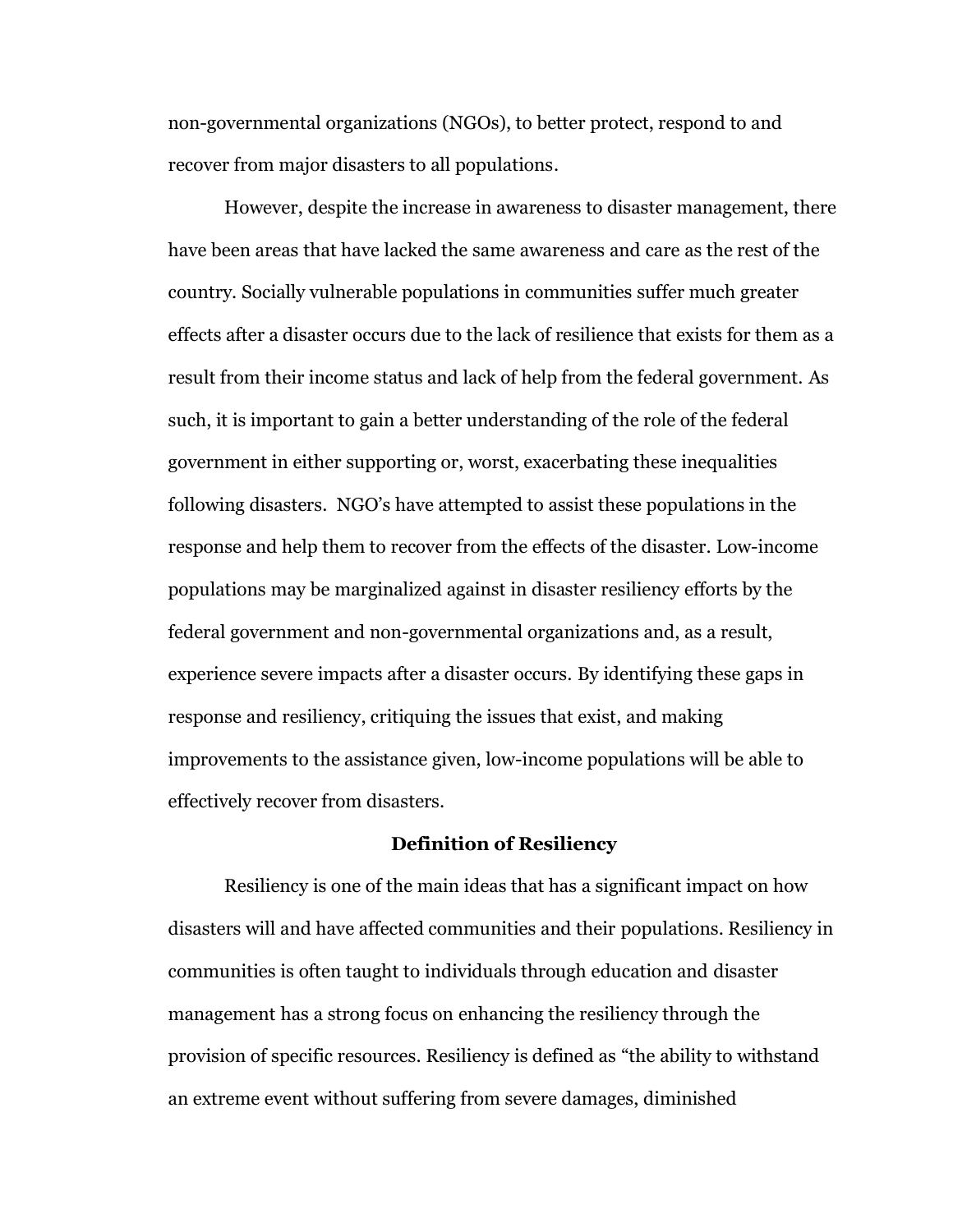non-governmental organizations (NGOs), to better protect, respond to and recover from major disasters to all populations.

However, despite the increase in awareness to disaster management, there have been areas that have lacked the same awareness and care as the rest of the country. Socially vulnerable populations in communities suffer much greater effects after a disaster occurs due to the lack of resilience that exists for them as a result from their income status and lack of help from the federal government. As such, it is important to gain a better understanding of the role of the federal government in either supporting or, worst, exacerbating these inequalities following disasters. NGO's have attempted to assist these populations in the response and help them to recover from the effects of the disaster. Low-income populations may be marginalized against in disaster resiliency efforts by the federal government and non-governmental organizations and, as a result, experience severe impacts after a disaster occurs. By identifying these gaps in response and resiliency, critiquing the issues that exist, and making improvements to the assistance given, low-income populations will be able to effectively recover from disasters.

## Definition of Resiliency

Resiliency is one of the main ideas that has a significant impact on how disasters will and have affected communities and their populations. Resiliency in communities is often taught to individuals through education and disaster management has a strong focus on enhancing the resiliency through the provision of specific resources. Resiliency is defined as "the ability to withstand an extreme event without suffering from severe damages, diminished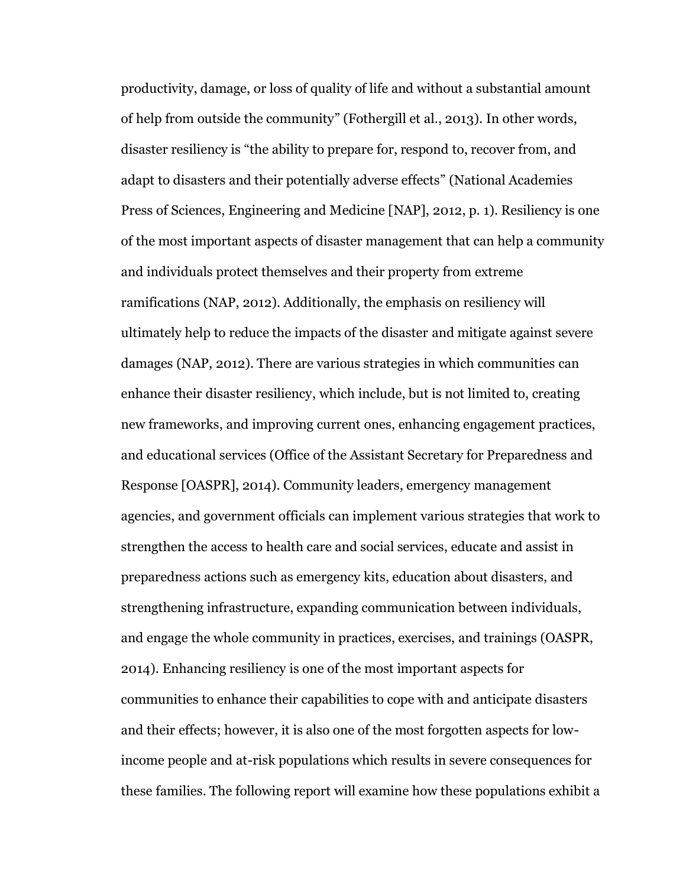productivity, damage, or loss of quality of life and without a substantial amount of help from outside the community" (Fothergill et al., 2013). In other words, disaster resiliency is "the ability to prepare for, respond to, recover from, and adapt to disasters and their potentially adverse effects" (National Academies Press of Sciences, Engineering and Medicine [NAP], 2012, p. 1). Resiliency is one of the most important aspects of disaster management that can help a community and individuals protect themselves and their property from extreme ramifications (NAP, 2012). Additionally, the emphasis on resiliency will ultimately help to reduce the impacts of the disaster and mitigate against severe damages (NAP, 2012). There are various strategies in which communities can enhance their disaster resiliency, which include, but is not limited to, creating new frameworks, and improving current ones, enhancing engagement practices, and educational services (Office of the Assistant Secretary for Preparedness and Response [OASPR], 2014). Community leaders, emergency management agencies, and government officials can implement various strategies that work to strengthen the access to health care and social services, educate and assist in preparedness actions such as emergency kits, education about disasters, and strengthening infrastructure, expanding communication between individuals, and engage the whole community in practices, exercises, and trainings (OASPR, 2014). Enhancing resiliency is one of the most important aspects for communities to enhance their capabilities to cope with and anticipate disasters and their effects; however, it is also one of the most forgotten aspects for low-income people and at-risk populations which results in severe consequences for these families. The following report will examine how these populations exhibit a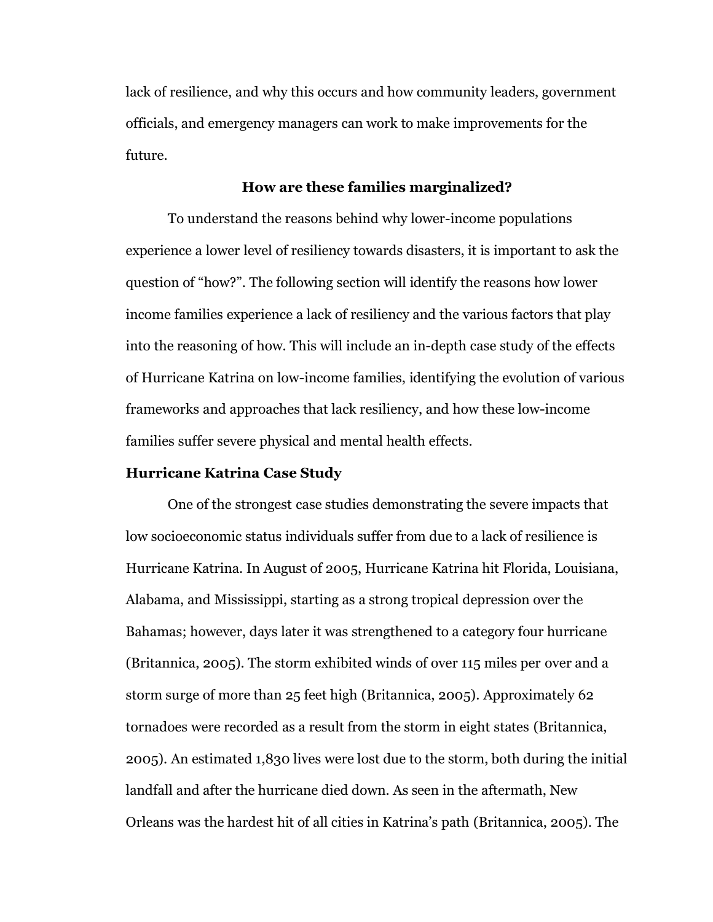lack of resilience, and why this occurs and how community leaders, government officials, and emergency managers can work to make improvements for the future.

## How are these families marginalized?

To understand the reasons behind why lower-income populations experience a lower level of resiliency towards disasters, it is important to ask the question of "how?". The following section will identify the reasons how lower income families experience a lack of resiliency and the various factors that play into the reasoning of how. This will include an in-depth case study of the effects of Hurricane Katrina on low-income families, identifying the evolution of various frameworks and approaches that lack resiliency, and how these low-income families suffer severe physical and mental health effects.

### Hurricane Katrina Case Study

One of the strongest case studies demonstrating the severe impacts that low socioeconomic status individuals suffer from due to a lack of resilience is Hurricane Katrina. In August of 2005, Hurricane Katrina hit Florida, Louisiana, Alabama, and Mississippi, starting as a strong tropical depression over the Bahamas; however, days later it was strengthened to a category four hurricane (Britannica, 2005). The storm exhibited winds of over 115 miles per over and a storm surge of more than 25 feet high (Britannica, 2005). Approximately 62 tornadoes were recorded as a result from the storm in eight states (Britannica, 2005). An estimated 1,830 lives were lost due to the storm, both during the initial landfall and after the hurricane died down. As seen in the aftermath, New Orleans was the hardest hit of all cities in Katrina's path (Britannica, 2005). The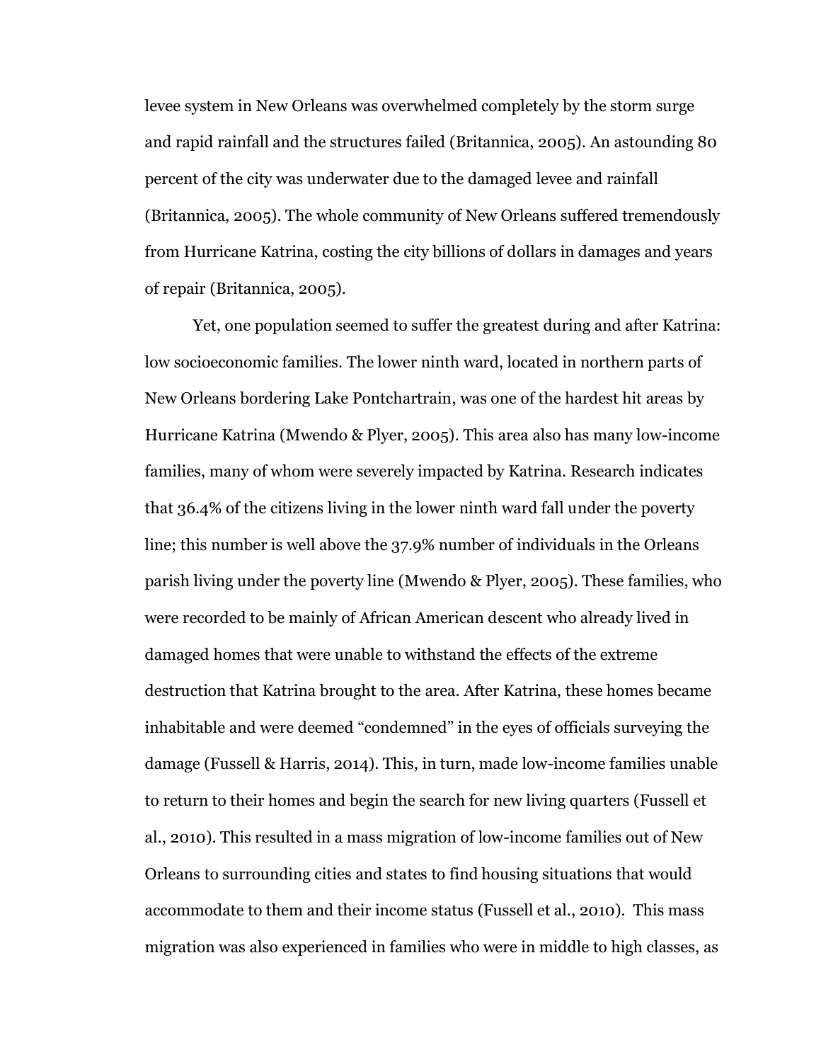levee system in New Orleans was overwhelmed completely by the storm surge and rapid rainfall and the structures failed (Britannica, 2005). An astounding 80 percent of the city was underwater due to the damaged levee and rainfall (Britannica, 2005). The whole community of New Orleans suffered tremendously from Hurricane Katrina, costing the city billions of dollars in damages and years of repair (Britannica, 2005).

Yet, one population seemed to suffer the greatest during and after Katrina: low socioeconomic families. The lower ninth ward, located in northern parts of New Orleans bordering Lake Pontchartrain, was one of the hardest hit areas by Hurricane Katrina (Mwendo & Plyer, 2005). This area also has many low-income families, many of whom were severely impacted by Katrina. Research indicates that 36.4% of the citizens living in the lower ninth ward fall under the poverty line; this number is well above the 37.9% number of individuals in the Orleans parish living under the poverty line (Mwendo & Plyer, 2005). These families, who were recorded to be mainly of African American descent who already lived in damaged homes that were unable to withstand the effects of the extreme destruction that Katrina brought to the area. After Katrina, these homes became inhabitable and were deemed "condemned" in the eyes of officials surveying the damage (Fussell & Harris, 2014). This, in turn, made low-income families unable to return to their homes and begin the search for new living quarters (Fussell et al., 2010). This resulted in a mass migration of low-income families out of New Orleans to surrounding cities and states to find housing situations that would accommodate to them and their income status (Fussell et al., 2010). This mass migration was also experienced in families who were in middle to high classes, as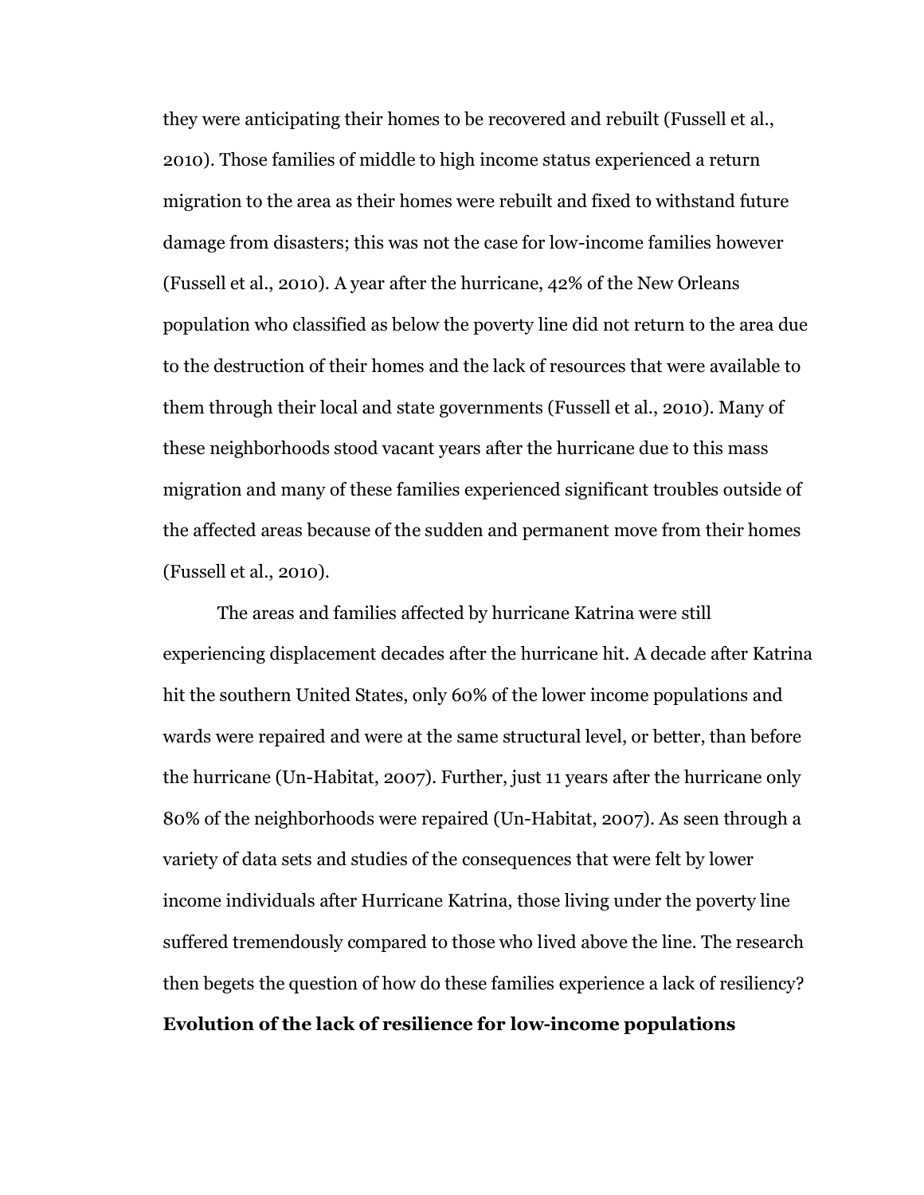they were anticipating their homes to be recovered and rebuilt (Fussell et al., 2010). Those families of middle to high income status experienced a return migration to the area as their homes were rebuilt and fixed to withstand future damage from disasters; this was not the case for low-income families however (Fussell et al., 2010). A year after the hurricane, 42% of the New Orleans population who classified as below the poverty line did not return to the area due to the destruction of their homes and the lack of resources that were available to them through their local and state governments (Fussell et al., 2010). Many of these neighborhoods stood vacant years after the hurricane due to this mass migration and many of these families experienced significant troubles outside of the affected areas because of the sudden and permanent move from their homes (Fussell et al., 2010).

The areas and families affected by hurricane Katrina were still experiencing displacement decades after the hurricane hit. A decade after Katrina hit the southern United States, only 60% of the lower income populations and wards were repaired and were at the same structural level, or better, than before the hurricane (Un-Habitat, 2007). Further, just 11 years after the hurricane only 80% of the neighborhoods were repaired (Un-Habitat, 2007). As seen through a variety of data sets and studies of the consequences that were felt by lower income individuals after Hurricane Katrina, those living under the poverty line suffered tremendously compared to those who lived above the line. The research then begets the question of how do these families experience a lack of resiliency?

**Evolution of the lack of resilience for low-income populations**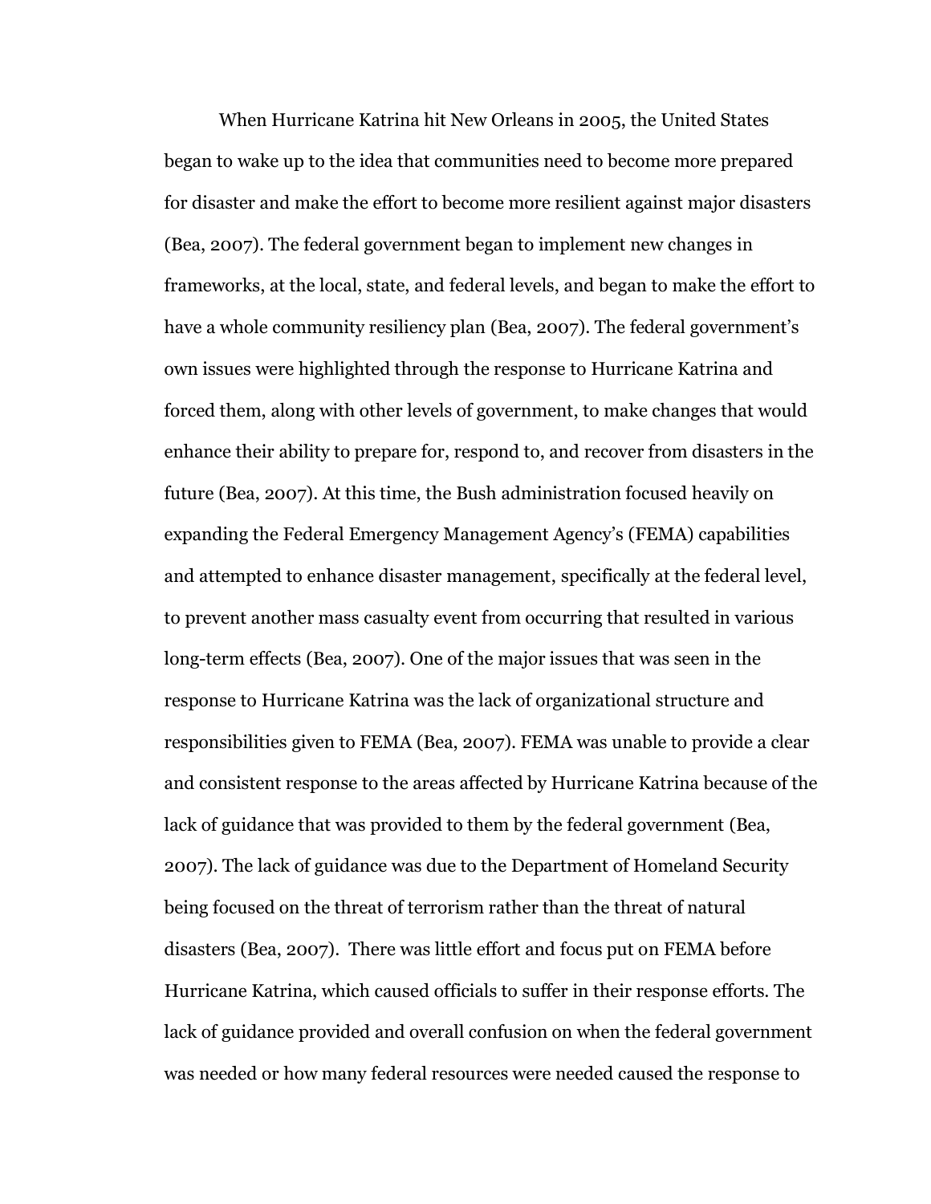When Hurricane Katrina hit New Orleans in 2005, the United States began to wake up to the idea that communities need to become more prepared for disaster and make the effort to become more resilient against major disasters (Bea, 2007). The federal government began to implement new changes in frameworks, at the local, state, and federal levels, and began to make the effort to have a whole community resiliency plan (Bea, 2007). The federal government's own issues were highlighted through the response to Hurricane Katrina and forced them, along with other levels of government, to make changes that would enhance their ability to prepare for, respond to, and recover from disasters in the future (Bea, 2007). At this time, the Bush administration focused heavily on expanding the Federal Emergency Management Agency's (FEMA) capabilities and attempted to enhance disaster management, specifically at the federal level, to prevent another mass casualty event from occurring that resulted in various long-term effects (Bea, 2007). One of the major issues that was seen in the response to Hurricane Katrina was the lack of organizational structure and responsibilities given to FEMA (Bea, 2007). FEMA was unable to provide a clear and consistent response to the areas affected by Hurricane Katrina because of the lack of guidance that was provided to them by the federal government (Bea, 2007). The lack of guidance was due to the Department of Homeland Security being focused on the threat of terrorism rather than the threat of natural disasters (Bea, 2007). There was little effort and focus put on FEMA before Hurricane Katrina, which caused officials to suffer in their response efforts. The lack of guidance provided and overall confusion on when the federal government was needed or how many federal resources were needed caused the response to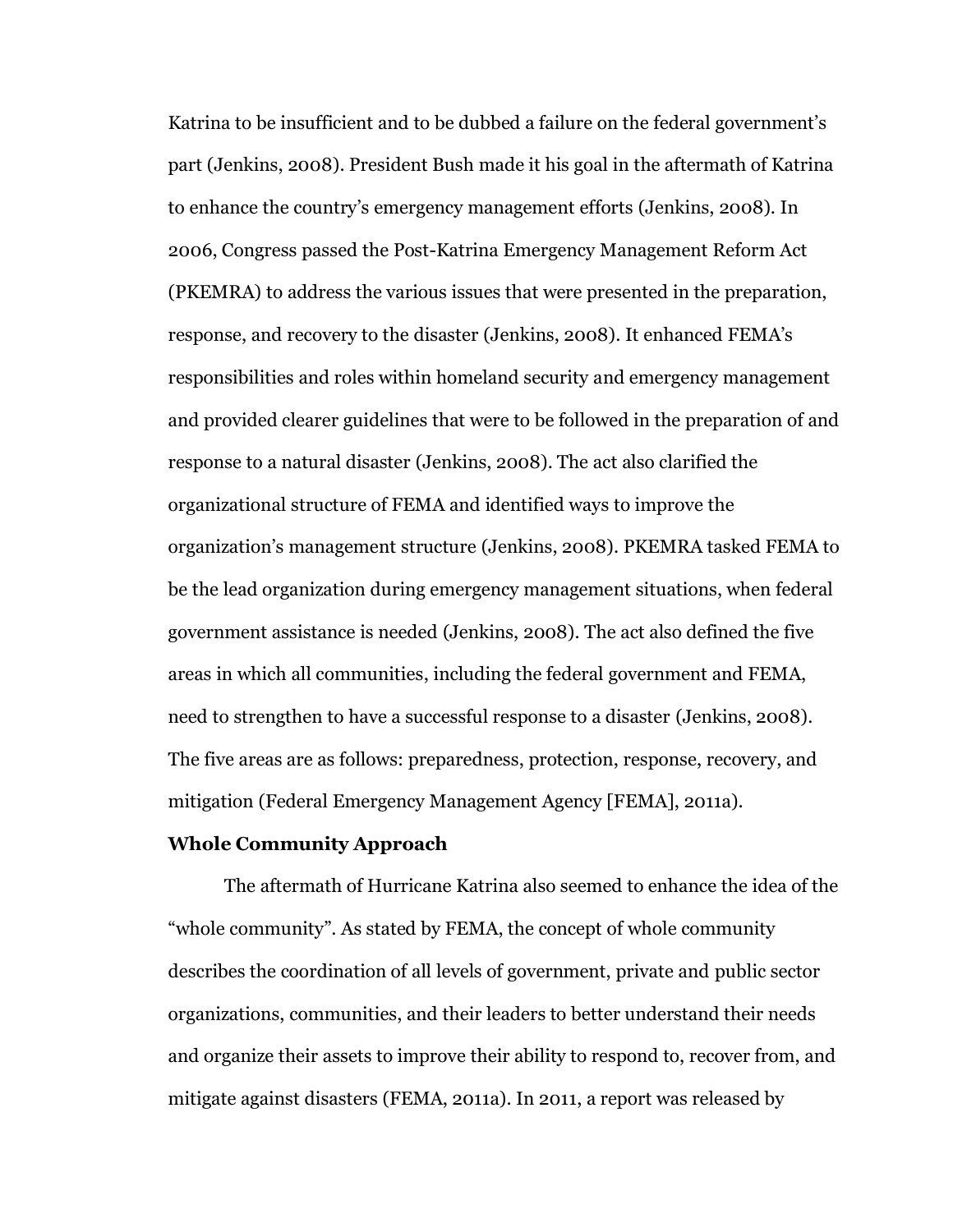Katrina to be insufficient and to be dubbed a failure on the federal government's part (Jenkins, 2008). President Bush made it his goal in the aftermath of Katrina to enhance the country's emergency management efforts (Jenkins, 2008). In 2006, Congress passed the Post-Katrina Emergency Management Reform Act (PKEMRA) to address the various issues that were presented in the preparation, response, and recovery to the disaster (Jenkins, 2008). It enhanced FEMA's responsibilities and roles within homeland security and emergency management and provided clearer guidelines that were to be followed in the preparation of and response to a natural disaster (Jenkins, 2008). The act also clarified the organizational structure of FEMA and identified ways to improve the organization's management structure (Jenkins, 2008). PKEMRA tasked FEMA to be the lead organization during emergency management situations, when federal government assistance is needed (Jenkins, 2008). The act also defined the five areas in which all communities, including the federal government and FEMA, need to strengthen to have a successful response to a disaster (Jenkins, 2008). The five areas are as follows: preparedness, protection, response, recovery, and mitigation (Federal Emergency Management Agency [FEMA], 2011a).

**Whole Community Approach**

The aftermath of Hurricane Katrina also seemed to enhance the idea of the "whole community". As stated by FEMA, the concept of whole community describes the coordination of all levels of government, private and public sector organizations, communities, and their leaders to better understand their needs and organize their assets to improve their ability to respond to, recover from, and mitigate against disasters (FEMA, 2011a). In 2011, a report was released by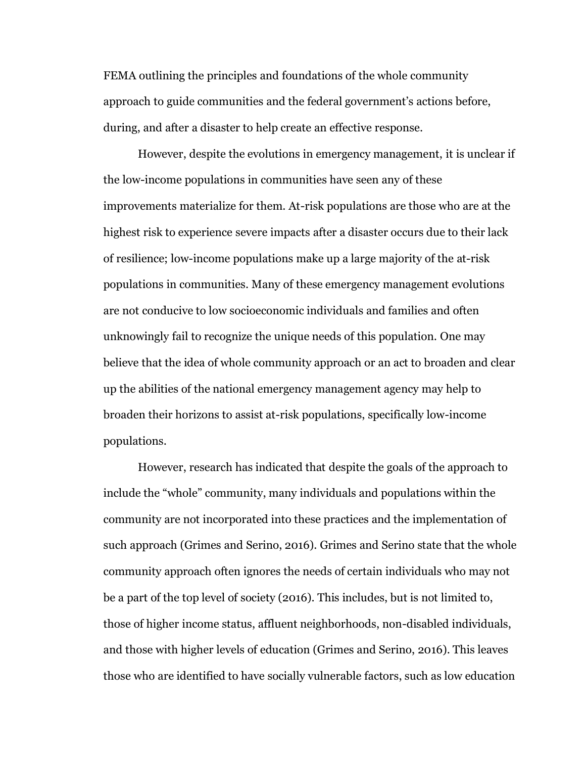FEMA outlining the principles and foundations of the whole community approach to guide communities and the federal government's actions before, during, and after a disaster to help create an effective response.

However, despite the evolutions in emergency management, it is unclear if the low-income populations in communities have seen any of these improvements materialize for them. At-risk populations are those who are at the highest risk to experience severe impacts after a disaster occurs due to their lack of resilience; low-income populations make up a large majority of the at-risk populations in communities. Many of these emergency management evolutions are not conducive to low socioeconomic individuals and families and often unknowingly fail to recognize the unique needs of this population. One may believe that the idea of whole community approach or an act to broaden and clear up the abilities of the national emergency management agency may help to broaden their horizons to assist at-risk populations, specifically low-income populations.

However, research has indicated that despite the goals of the approach to include the "whole" community, many individuals and populations within the community are not incorporated into these practices and the implementation of such approach (Grimes and Serino, 2016). Grimes and Serino state that the whole community approach often ignores the needs of certain individuals who may not be a part of the top level of society (2016). This includes, but is not limited to, those of higher income status, affluent neighborhoods, non-disabled individuals, and those with higher levels of education (Grimes and Serino, 2016). This leaves those who are identified to have socially vulnerable factors, such as low education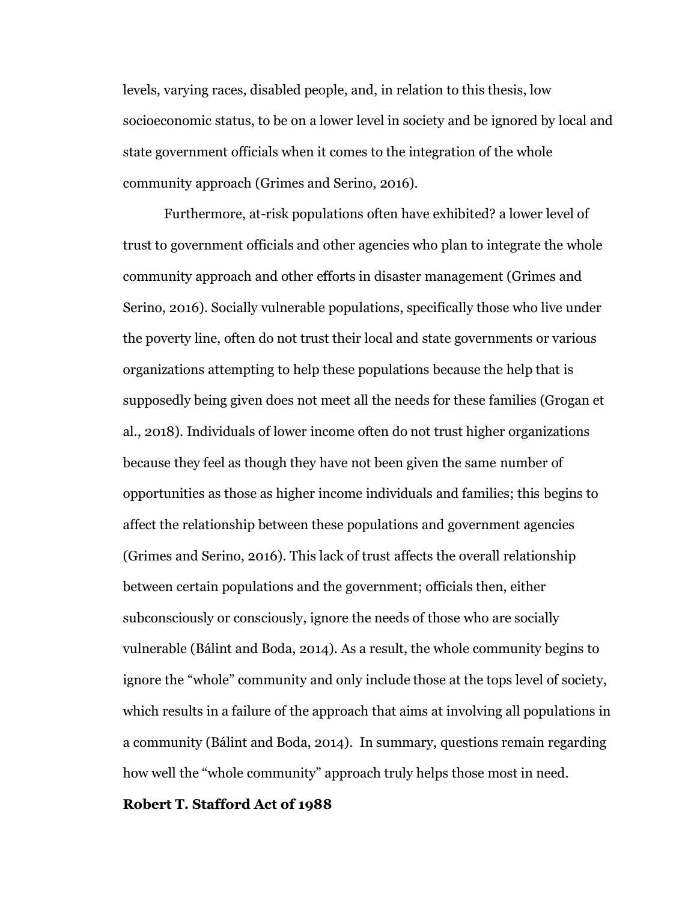levels, varying races, disabled people, and, in relation to this thesis, low socioeconomic status, to be on a lower level in society and be ignored by local and state government officials when it comes to the integration of the whole community approach (Grimes and Serino, 2016).

Furthermore, at-risk populations often have exhibited? a lower level of trust to government officials and other agencies who plan to integrate the whole community approach and other efforts in disaster management (Grimes and Serino, 2016). Socially vulnerable populations, specifically those who live under the poverty line, often do not trust their local and state governments or various organizations attempting to help these populations because the help that is supposedly being given does not meet all the needs for these families (Grogan et al., 2018). Individuals of lower income often do not trust higher organizations because they feel as though they have not been given the same number of opportunities as those as higher income individuals and families; this begins to affect the relationship between these populations and government agencies (Grimes and Serino, 2016). This lack of trust affects the overall relationship between certain populations and the government; officials then, either subconsciously or consciously, ignore the needs of those who are socially vulnerable (Bálint and Boda, 2014). As a result, the whole community begins to ignore the "whole" community and only include those at the tops level of society, which results in a failure of the approach that aims at involving all populations in a community (Bálint and Boda, 2014). In summary, questions remain regarding how well the "whole community" approach truly helps those most in need.

**Robert T. Stafford Act of 1988**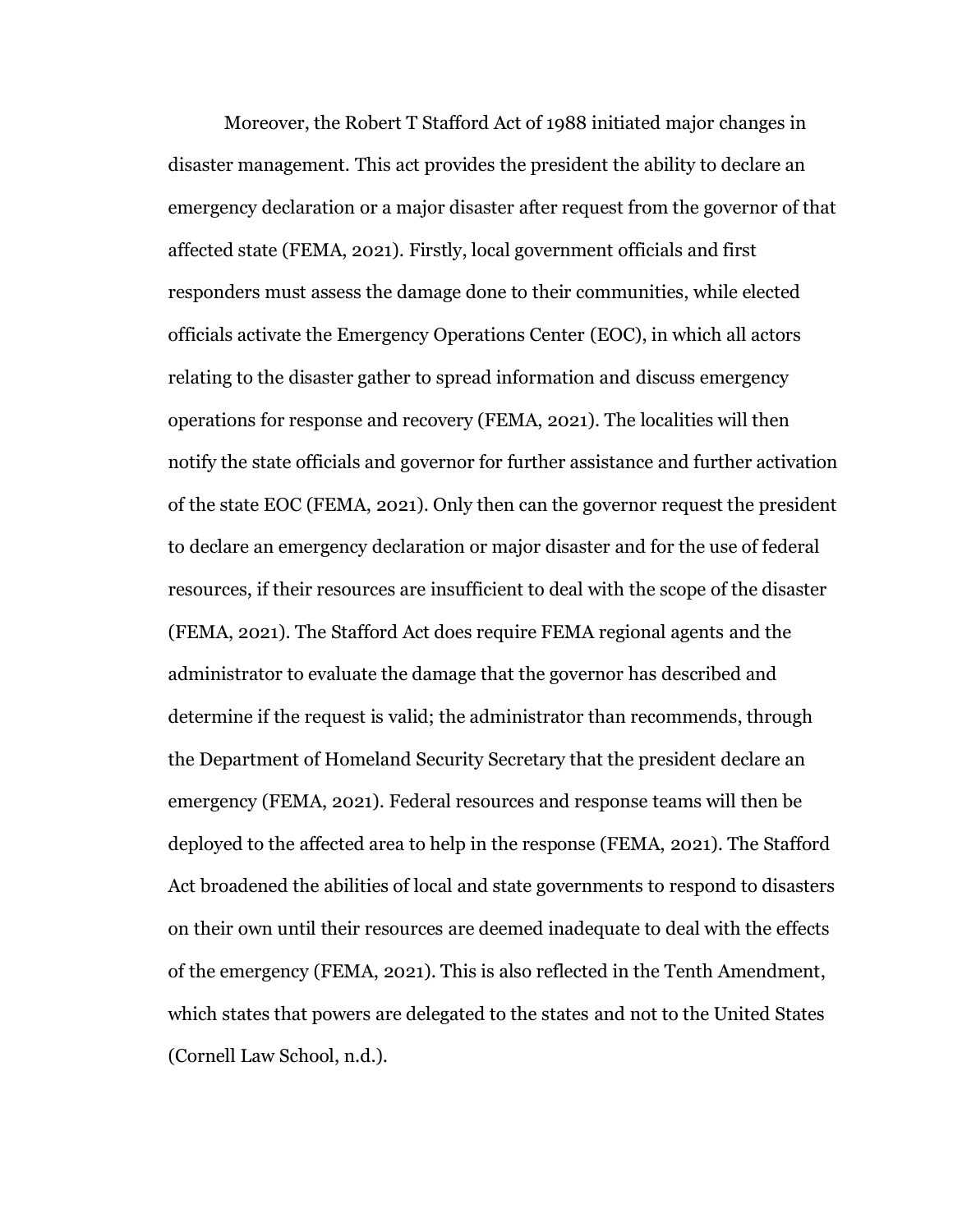Moreover, the Robert T Stafford Act of 1988 initiated major changes in disaster management. This act provides the president the ability to declare an emergency declaration or a major disaster after request from the governor of that affected state (FEMA, 2021). Firstly, local government officials and first responders must assess the damage done to their communities, while elected officials activate the Emergency Operations Center (EOC), in which all actors relating to the disaster gather to spread information and discuss emergency operations for response and recovery (FEMA, 2021). The localities will then notify the state officials and governor for further assistance and further activation of the state EOC (FEMA, 2021). Only then can the governor request the president to declare an emergency declaration or major disaster and for the use of federal resources, if their resources are insufficient to deal with the scope of the disaster (FEMA, 2021). The Stafford Act does require FEMA regional agents and the administrator to evaluate the damage that the governor has described and determine if the request is valid; the administrator than recommends, through the Department of Homeland Security Secretary that the president declare an emergency (FEMA, 2021). Federal resources and response teams will then be deployed to the affected area to help in the response (FEMA, 2021). The Stafford Act broadened the abilities of local and state governments to respond to disasters on their own until their resources are deemed inadequate to deal with the effects of the emergency (FEMA, 2021). This is also reflected in the Tenth Amendment, which states that powers are delegated to the states and not to the United States (Cornell Law School, n.d.).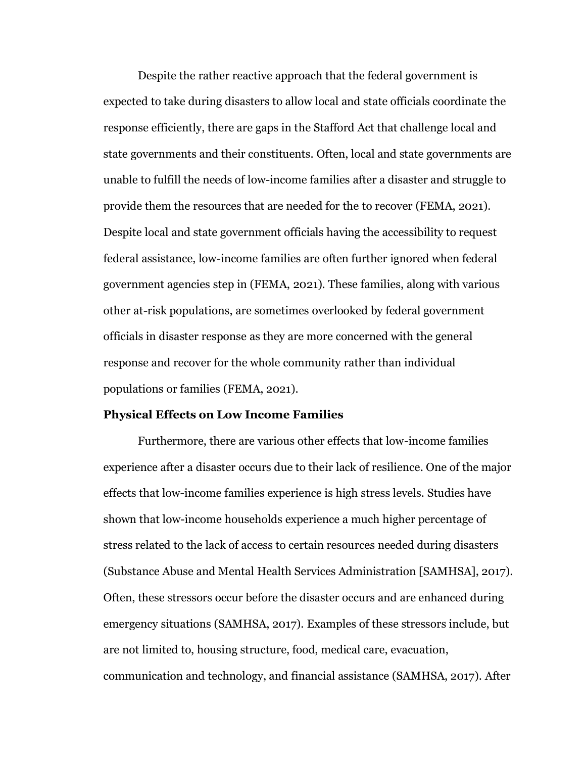Despite the rather reactive approach that the federal government is expected to take during disasters to allow local and state officials coordinate the response efficiently, there are gaps in the Stafford Act that challenge local and state governments and their constituents. Often, local and state governments are unable to fulfill the needs of low-income families after a disaster and struggle to provide them the resources that are needed for the to recover (FEMA, 2021). Despite local and state government officials having the accessibility to request federal assistance, low-income families are often further ignored when federal government agencies step in (FEMA, 2021). These families, along with various other at-risk populations, are sometimes overlooked by federal government officials in disaster response as they are more concerned with the general response and recover for the whole community rather than individual populations or families (FEMA, 2021).

**Physical Effects on Low Income Families**

Furthermore, there are various other effects that low-income families experience after a disaster occurs due to their lack of resilience. One of the major effects that low-income families experience is high stress levels. Studies have shown that low-income households experience a much higher percentage of stress related to the lack of access to certain resources needed during disasters (Substance Abuse and Mental Health Services Administration [SAMHSA], 2017). Often, these stressors occur before the disaster occurs and are enhanced during emergency situations (SAMHSA, 2017). Examples of these stressors include, but are not limited to, housing structure, food, medical care, evacuation, communication and technology, and financial assistance (SAMHSA, 2017). After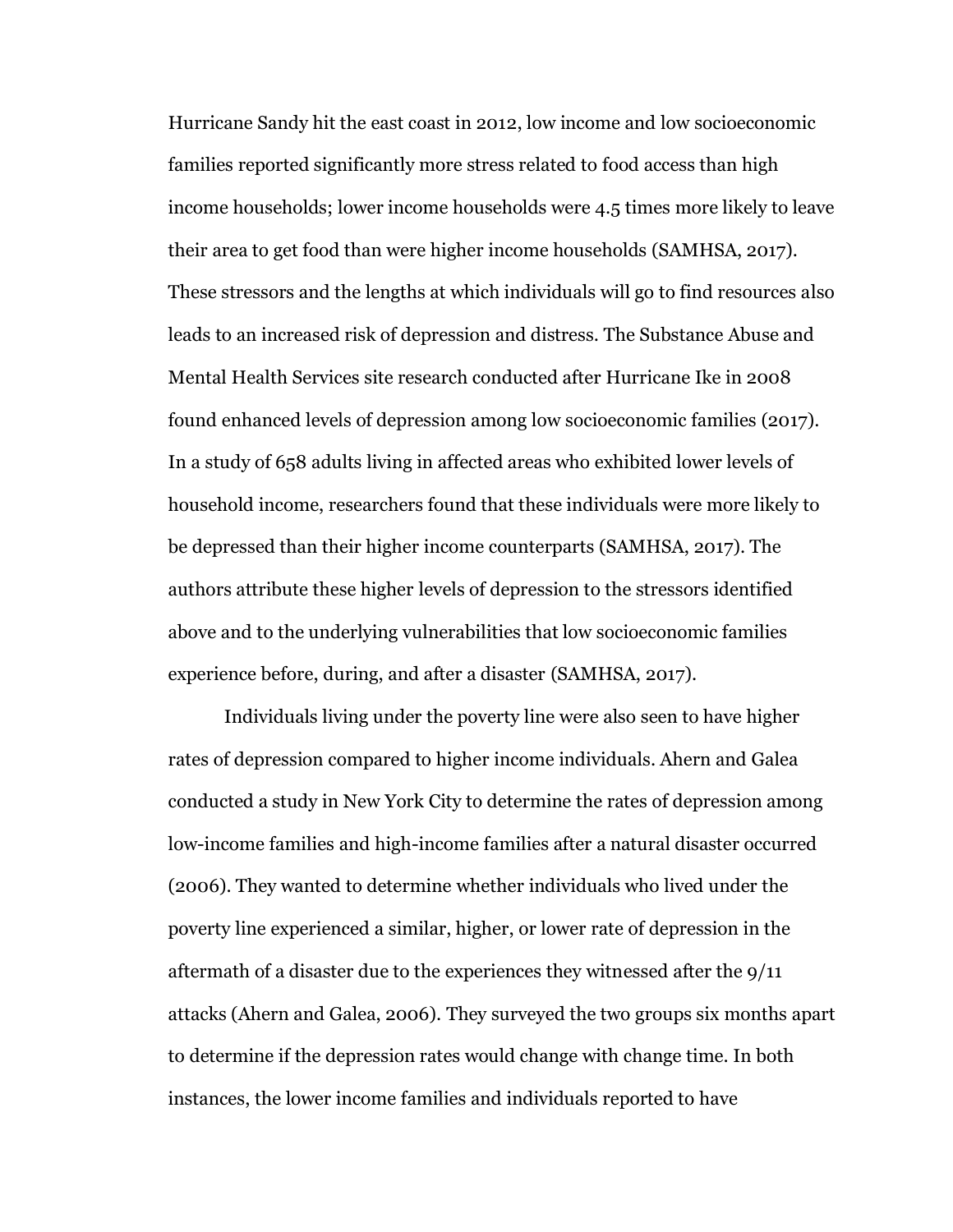Hurricane Sandy hit the east coast in 2012, low income and low socioeconomic families reported significantly more stress related to food access than high income households; lower income households were 4.5 times more likely to leave their area to get food than were higher income households (SAMHSA, 2017). These stressors and the lengths at which individuals will go to find resources also leads to an increased risk of depression and distress. The Substance Abuse and Mental Health Services site research conducted after Hurricane Ike in 2008 found enhanced levels of depression among low socioeconomic families (2017). In a study of 658 adults living in affected areas who exhibited lower levels of household income, researchers found that these individuals were more likely to be depressed than their higher income counterparts (SAMHSA, 2017). The authors attribute these higher levels of depression to the stressors identified above and to the underlying vulnerabilities that low socioeconomic families experience before, during, and after a disaster (SAMHSA, 2017).

Individuals living under the poverty line were also seen to have higher rates of depression compared to higher income individuals. Ahern and Galea conducted a study in New York City to determine the rates of depression among low-income families and high-income families after a natural disaster occurred (2006). They wanted to determine whether individuals who lived under the poverty line experienced a similar, higher, or lower rate of depression in the aftermath of a disaster due to the experiences they witnessed after the 9/11 attacks (Ahern and Galea, 2006). They surveyed the two groups six months apart to determine if the depression rates would change with change time. In both instances, the lower income families and individuals reported to have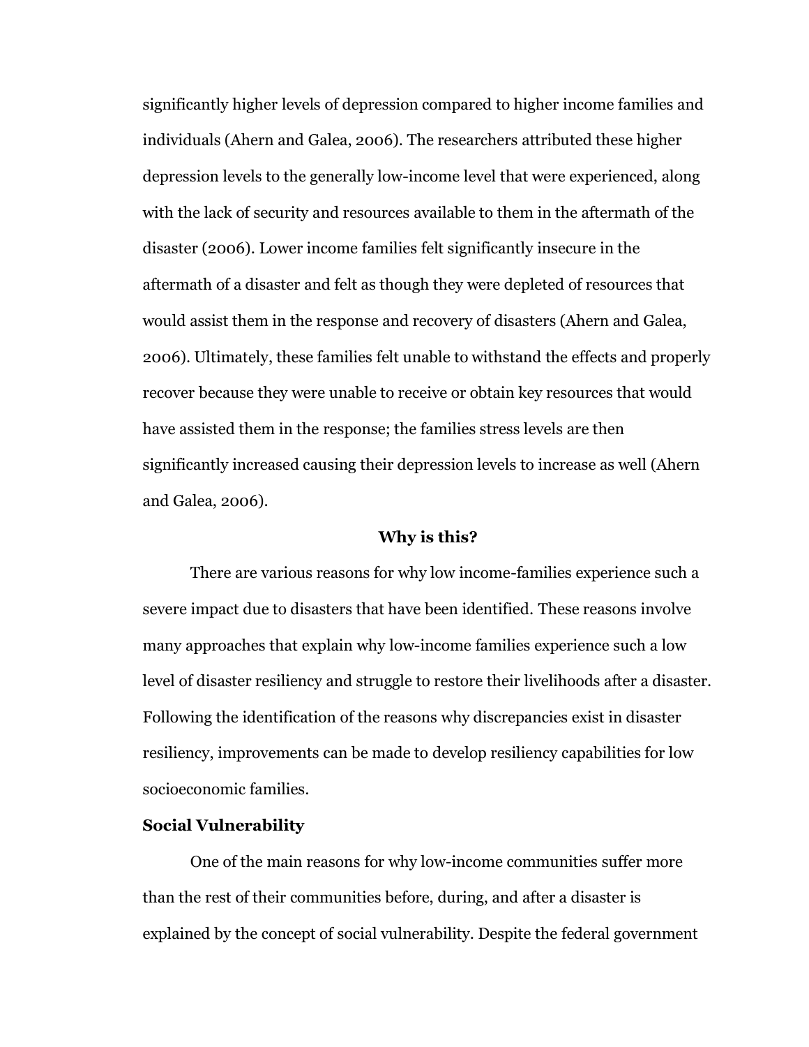significantly higher levels of depression compared to higher income families and individuals (Ahern and Galea, 2006). The researchers attributed these higher depression levels to the generally low-income level that were experienced, along with the lack of security and resources available to them in the aftermath of the disaster (2006). Lower income families felt significantly insecure in the aftermath of a disaster and felt as though they were depleted of resources that would assist them in the response and recovery of disasters (Ahern and Galea, 2006). Ultimately, these families felt unable to withstand the effects and properly recover because they were unable to receive or obtain key resources that would have assisted them in the response; the families stress levels are then significantly increased causing their depression levels to increase as well (Ahern and Galea, 2006).

## Why is this?

There are various reasons for why low income-families experience such a severe impact due to disasters that have been identified. These reasons involve many approaches that explain why low-income families experience such a low level of disaster resiliency and struggle to restore their livelihoods after a disaster. Following the identification of the reasons why discrepancies exist in disaster resiliency, improvements can be made to develop resiliency capabilities for low socioeconomic families.

### Social Vulnerability

One of the main reasons for why low-income communities suffer more than the rest of their communities before, during, and after a disaster is explained by the concept of social vulnerability. Despite the federal government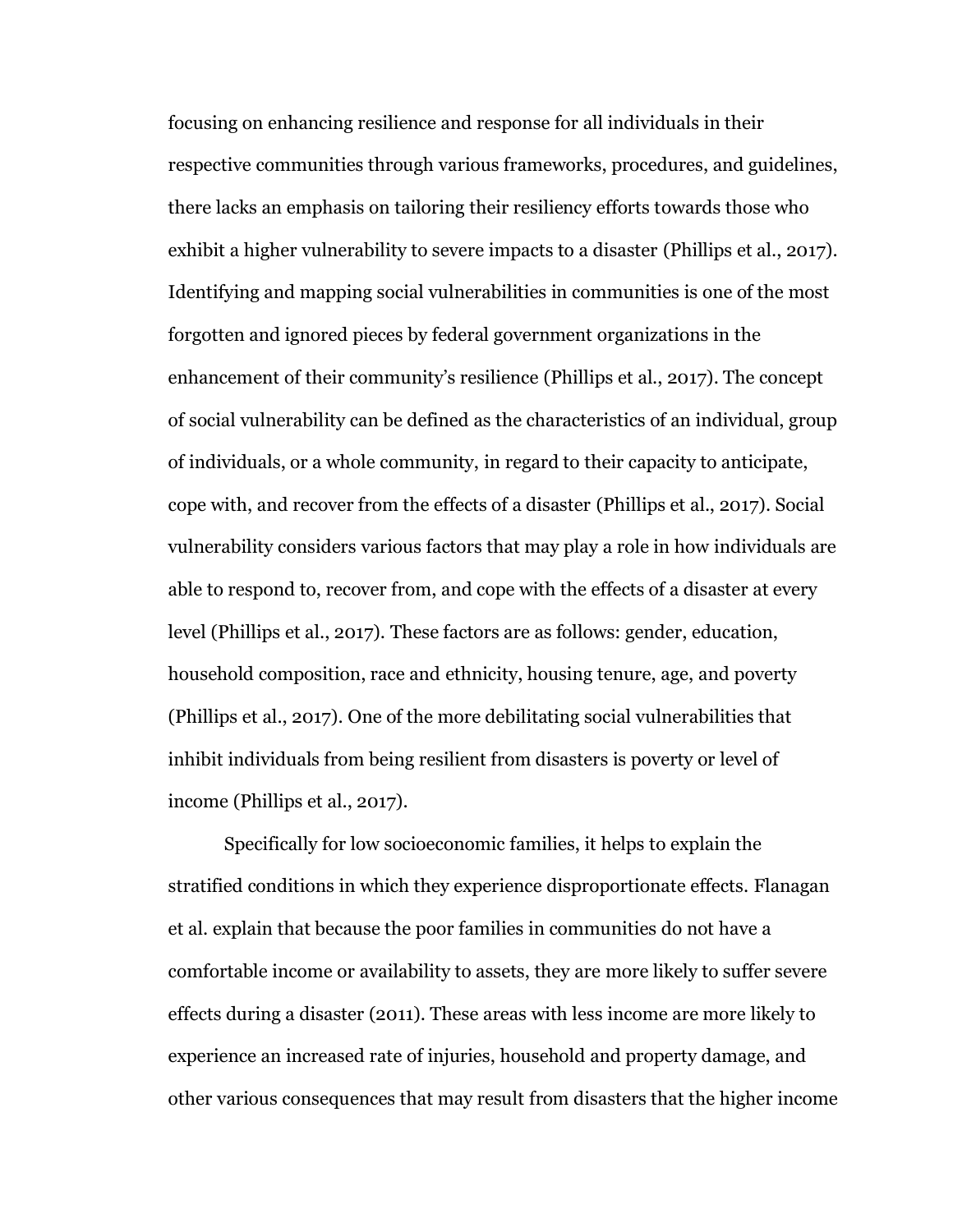focusing on enhancing resilience and response for all individuals in their respective communities through various frameworks, procedures, and guidelines, there lacks an emphasis on tailoring their resiliency efforts towards those who exhibit a higher vulnerability to severe impacts to a disaster (Phillips et al., 2017). Identifying and mapping social vulnerabilities in communities is one of the most forgotten and ignored pieces by federal government organizations in the enhancement of their community's resilience (Phillips et al., 2017). The concept of social vulnerability can be defined as the characteristics of an individual, group of individuals, or a whole community, in regard to their capacity to anticipate, cope with, and recover from the effects of a disaster (Phillips et al., 2017). Social vulnerability considers various factors that may play a role in how individuals are able to respond to, recover from, and cope with the effects of a disaster at every level (Phillips et al., 2017). These factors are as follows: gender, education, household composition, race and ethnicity, housing tenure, age, and poverty (Phillips et al., 2017). One of the more debilitating social vulnerabilities that inhibit individuals from being resilient from disasters is poverty or level of income (Phillips et al., 2017).

Specifically for low socioeconomic families, it helps to explain the stratified conditions in which they experience disproportionate effects. Flanagan et al. explain that because the poor families in communities do not have a comfortable income or availability to assets, they are more likely to suffer severe effects during a disaster (2011). These areas with less income are more likely to experience an increased rate of injuries, household and property damage, and other various consequences that may result from disasters that the higher income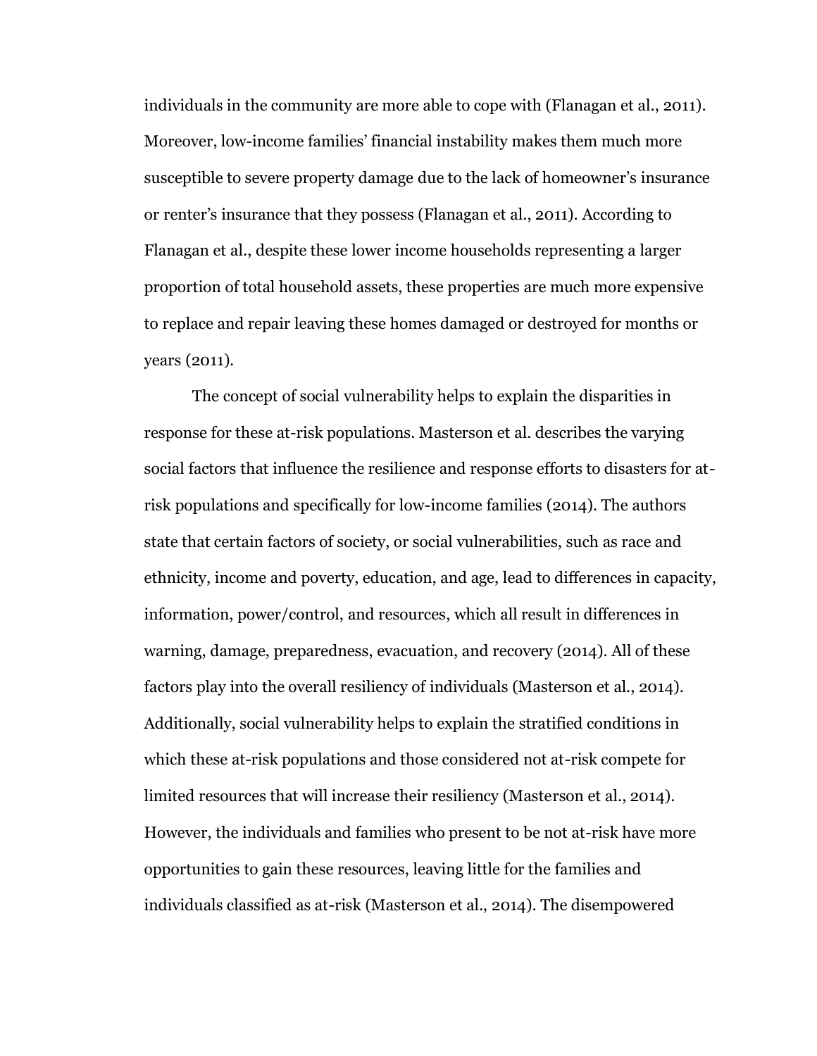individuals in the community are more able to cope with (Flanagan et al., 2011). Moreover, low-income families' financial instability makes them much more susceptible to severe property damage due to the lack of homeowner's insurance or renter's insurance that they possess (Flanagan et al., 2011). According to Flanagan et al., despite these lower income households representing a larger proportion of total household assets, these properties are much more expensive to replace and repair leaving these homes damaged or destroyed for months or years (2011).

The concept of social vulnerability helps to explain the disparities in response for these at-risk populations. Masterson et al. describes the varying social factors that influence the resilience and response efforts to disasters for at-risk populations and specifically for low-income families (2014). The authors state that certain factors of society, or social vulnerabilities, such as race and ethnicity, income and poverty, education, and age, lead to differences in capacity, information, power/control, and resources, which all result in differences in warning, damage, preparedness, evacuation, and recovery (2014). All of these factors play into the overall resiliency of individuals (Masterson et al., 2014). Additionally, social vulnerability helps to explain the stratified conditions in which these at-risk populations and those considered not at-risk compete for limited resources that will increase their resiliency (Masterson et al., 2014). However, the individuals and families who present to be not at-risk have more opportunities to gain these resources, leaving little for the families and individuals classified as at-risk (Masterson et al., 2014). The disempowered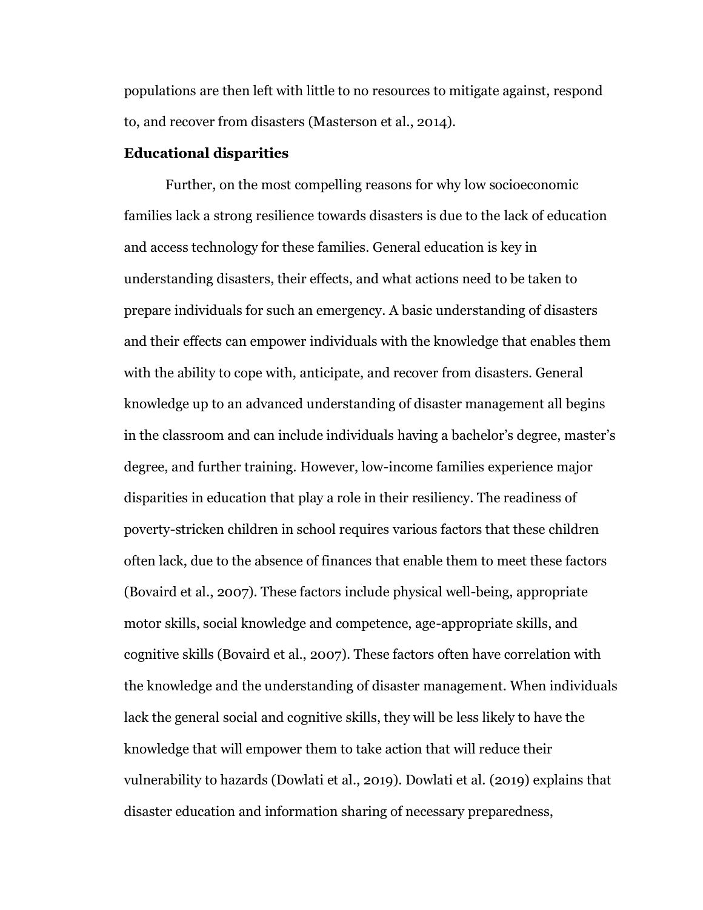populations are then left with little to no resources to mitigate against, respond to, and recover from disasters (Masterson et al., 2014).

**Educational disparities**

Further, on the most compelling reasons for why low socioeconomic families lack a strong resilience towards disasters is due to the lack of education and access technology for these families. General education is key in understanding disasters, their effects, and what actions need to be taken to prepare individuals for such an emergency. A basic understanding of disasters and their effects can empower individuals with the knowledge that enables them with the ability to cope with, anticipate, and recover from disasters. General knowledge up to an advanced understanding of disaster management all begins in the classroom and can include individuals having a bachelor's degree, master's degree, and further training. However, low-income families experience major disparities in education that play a role in their resiliency. The readiness of poverty-stricken children in school requires various factors that these children often lack, due to the absence of finances that enable them to meet these factors (Bovaird et al., 2007). These factors include physical well-being, appropriate motor skills, social knowledge and competence, age-appropriate skills, and cognitive skills (Bovaird et al., 2007). These factors often have correlation with the knowledge and the understanding of disaster management. When individuals lack the general social and cognitive skills, they will be less likely to have the knowledge that will empower them to take action that will reduce their vulnerability to hazards (Dowlati et al., 2019). Dowlati et al. (2019) explains that disaster education and information sharing of necessary preparedness,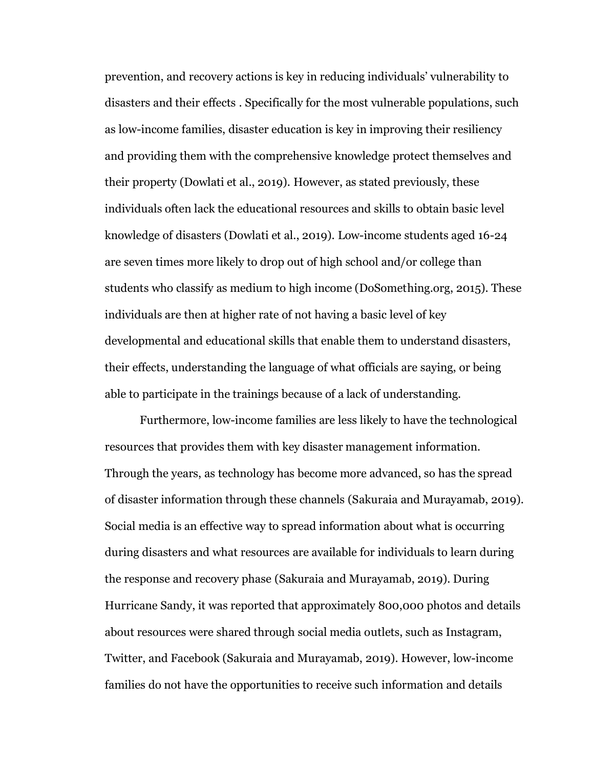prevention, and recovery actions is key in reducing individuals' vulnerability to disasters and their effects . Specifically for the most vulnerable populations, such as low-income families, disaster education is key in improving their resiliency and providing them with the comprehensive knowledge protect themselves and their property (Dowlati et al., 2019). However, as stated previously, these individuals often lack the educational resources and skills to obtain basic level knowledge of disasters (Dowlati et al., 2019). Low-income students aged 16-24 are seven times more likely to drop out of high school and/or college than students who classify as medium to high income (DoSomething.org, 2015). These individuals are then at higher rate of not having a basic level of key developmental and educational skills that enable them to understand disasters, their effects, understanding the language of what officials are saying, or being able to participate in the trainings because of a lack of understanding.

Furthermore, low-income families are less likely to have the technological resources that provides them with key disaster management information. Through the years, as technology has become more advanced, so has the spread of disaster information through these channels (Sakuraia and Murayamab, 2019). Social media is an effective way to spread information about what is occurring during disasters and what resources are available for individuals to learn during the response and recovery phase (Sakuraia and Murayamab, 2019). During Hurricane Sandy, it was reported that approximately 800,000 photos and details about resources were shared through social media outlets, such as Instagram, Twitter, and Facebook (Sakuraia and Murayamab, 2019). However, low-income families do not have the opportunities to receive such information and details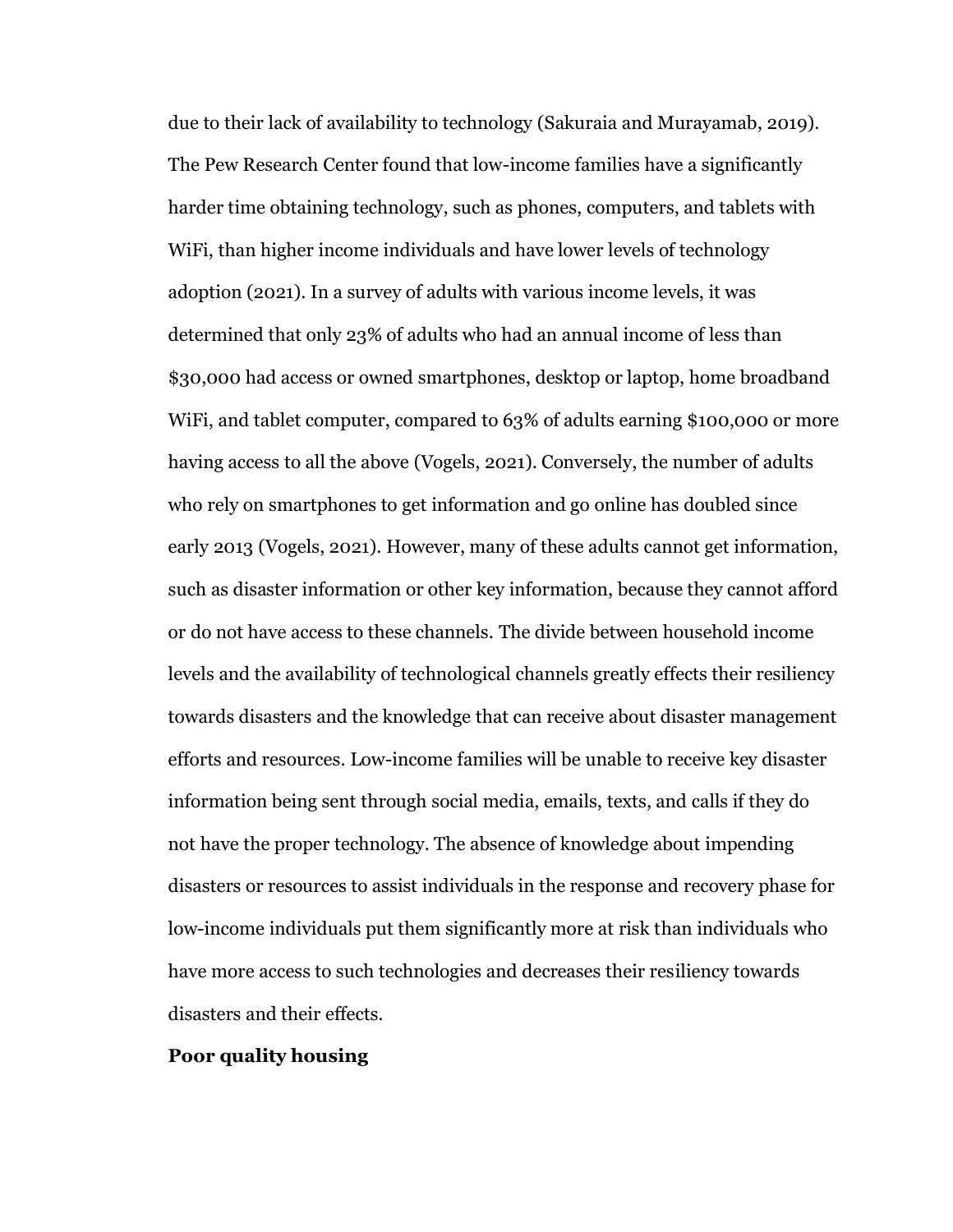due to their lack of availability to technology (Sakuraia and Murayamab, 2019). The Pew Research Center found that low-income families have a significantly harder time obtaining technology, such as phones, computers, and tablets with WiFi, than higher income individuals and have lower levels of technology adoption (2021). In a survey of adults with various income levels, it was determined that only 23% of adults who had an annual income of less than $30,000 had access or owned smartphones, desktop or laptop, home broadband WiFi, and tablet computer, compared to 63% of adults earning $100,000 or more having access to all the above (Vogels, 2021). Conversely, the number of adults who rely on smartphones to get information and go online has doubled since early 2013 (Vogels, 2021). However, many of these adults cannot get information, such as disaster information or other key information, because they cannot afford or do not have access to these channels. The divide between household income levels and the availability of technological channels greatly effects their resiliency towards disasters and the knowledge that can receive about disaster management efforts and resources. Low-income families will be unable to receive key disaster information being sent through social media, emails, texts, and calls if they do not have the proper technology. The absence of knowledge about impending disasters or resources to assist individuals in the response and recovery phase for low-income individuals put them significantly more at risk than individuals who have more access to such technologies and decreases their resiliency towards disasters and their effects.

**Poor quality housing**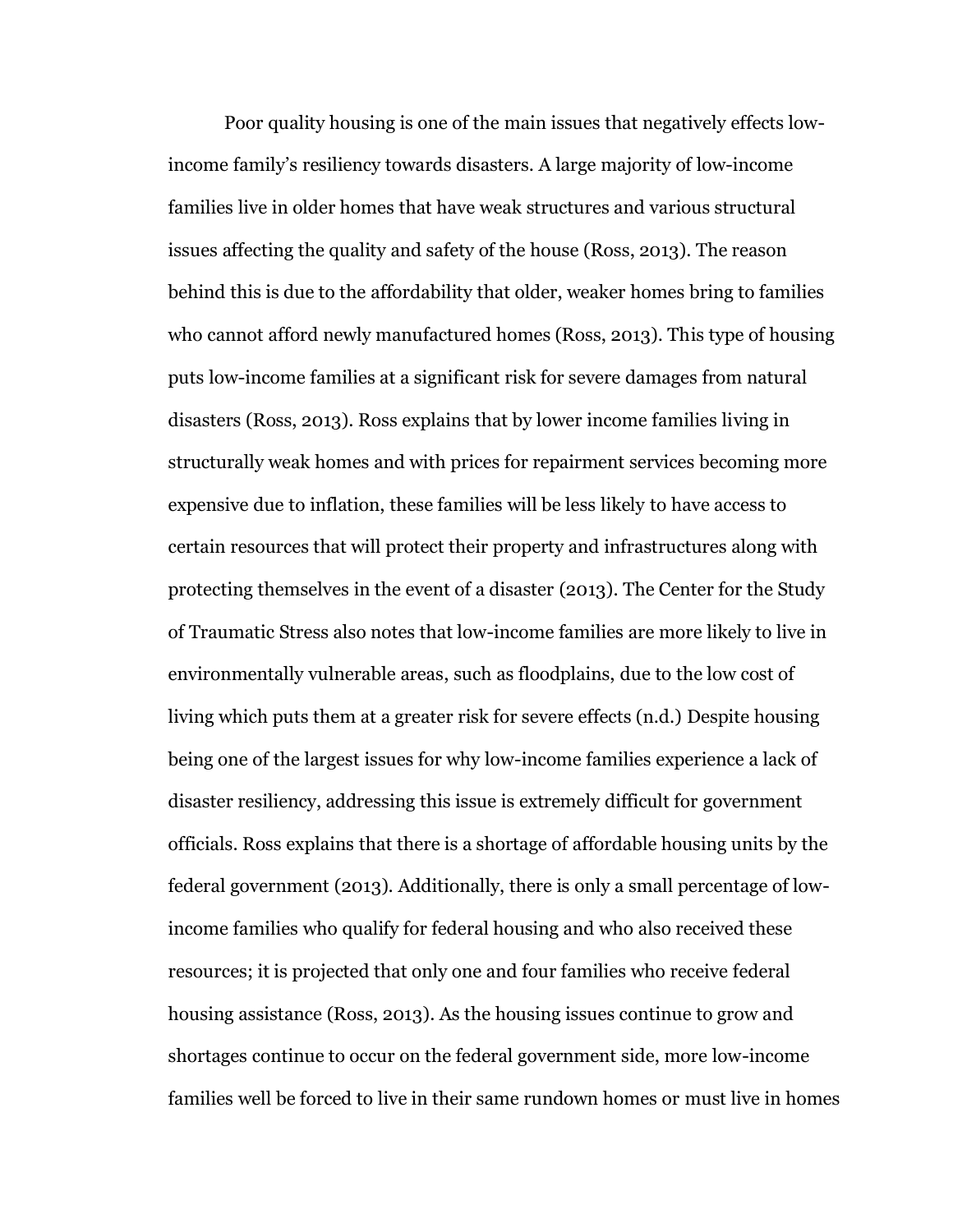Poor quality housing is one of the main issues that negatively effects low-income family's resiliency towards disasters. A large majority of low-income families live in older homes that have weak structures and various structural issues affecting the quality and safety of the house (Ross, 2013). The reason behind this is due to the affordability that older, weaker homes bring to families who cannot afford newly manufactured homes (Ross, 2013). This type of housing puts low-income families at a significant risk for severe damages from natural disasters (Ross, 2013). Ross explains that by lower income families living in structurally weak homes and with prices for repairment services becoming more expensive due to inflation, these families will be less likely to have access to certain resources that will protect their property and infrastructures along with protecting themselves in the event of a disaster (2013). The Center for the Study of Traumatic Stress also notes that low-income families are more likely to live in environmentally vulnerable areas, such as floodplains, due to the low cost of living which puts them at a greater risk for severe effects (n.d.) Despite housing being one of the largest issues for why low-income families experience a lack of disaster resiliency, addressing this issue is extremely difficult for government officials. Ross explains that there is a shortage of affordable housing units by the federal government (2013). Additionally, there is only a small percentage of low-income families who qualify for federal housing and who also received these resources; it is projected that only one and four families who receive federal housing assistance (Ross, 2013). As the housing issues continue to grow and shortages continue to occur on the federal government side, more low-income families well be forced to live in their same rundown homes or must live in homes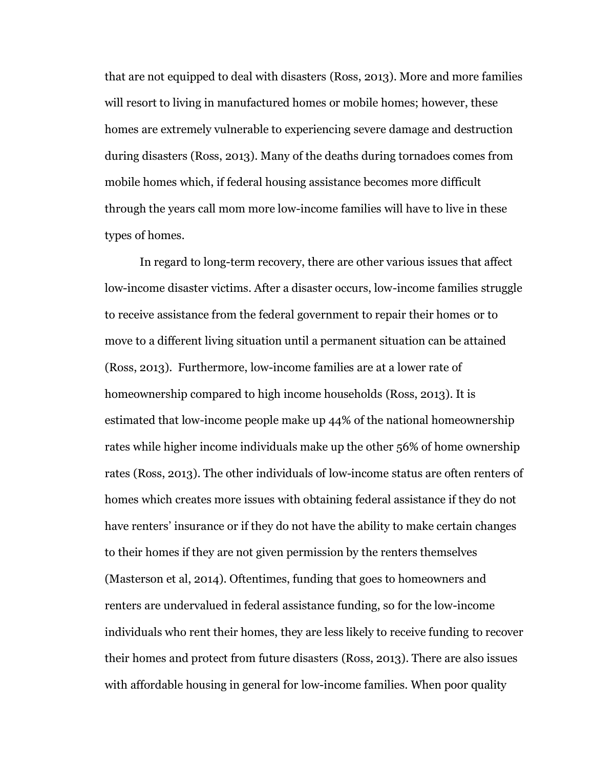that are not equipped to deal with disasters (Ross, 2013). More and more families will resort to living in manufactured homes or mobile homes; however, these homes are extremely vulnerable to experiencing severe damage and destruction during disasters (Ross, 2013). Many of the deaths during tornadoes comes from mobile homes which, if federal housing assistance becomes more difficult through the years call mom more low-income families will have to live in these types of homes.

In regard to long-term recovery, there are other various issues that affect low-income disaster victims. After a disaster occurs, low-income families struggle to receive assistance from the federal government to repair their homes or to move to a different living situation until a permanent situation can be attained (Ross, 2013). Furthermore, low-income families are at a lower rate of homeownership compared to high income households (Ross, 2013). It is estimated that low-income people make up 44% of the national homeownership rates while higher income individuals make up the other 56% of home ownership rates (Ross, 2013). The other individuals of low-income status are often renters of homes which creates more issues with obtaining federal assistance if they do not have renters' insurance or if they do not have the ability to make certain changes to their homes if they are not given permission by the renters themselves (Masterson et al, 2014). Oftentimes, funding that goes to homeowners and renters are undervalued in federal assistance funding, so for the low-income individuals who rent their homes, they are less likely to receive funding to recover their homes and protect from future disasters (Ross, 2013). There are also issues with affordable housing in general for low-income families. When poor quality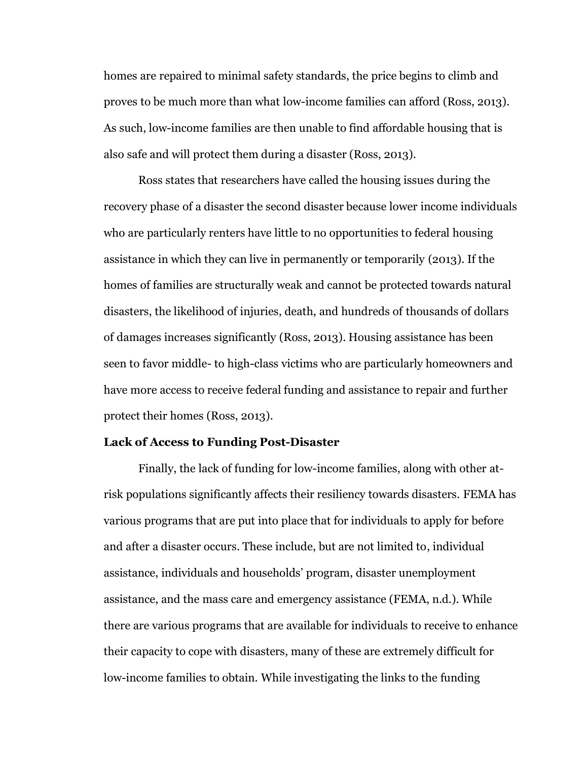homes are repaired to minimal safety standards, the price begins to climb and proves to be much more than what low-income families can afford (Ross, 2013). As such, low-income families are then unable to find affordable housing that is also safe and will protect them during a disaster (Ross, 2013).

Ross states that researchers have called the housing issues during the recovery phase of a disaster the second disaster because lower income individuals who are particularly renters have little to no opportunities to federal housing assistance in which they can live in permanently or temporarily (2013). If the homes of families are structurally weak and cannot be protected towards natural disasters, the likelihood of injuries, death, and hundreds of thousands of dollars of damages increases significantly (Ross, 2013). Housing assistance has been seen to favor middle- to high-class victims who are particularly homeowners and have more access to receive federal funding and assistance to repair and further protect their homes (Ross, 2013).

**Lack of Access to Funding Post-Disaster**

Finally, the lack of funding for low-income families, along with other at-risk populations significantly affects their resiliency towards disasters. FEMA has various programs that are put into place that for individuals to apply for before and after a disaster occurs. These include, but are not limited to, individual assistance, individuals and households' program, disaster unemployment assistance, and the mass care and emergency assistance (FEMA, n.d.). While there are various programs that are available for individuals to receive to enhance their capacity to cope with disasters, many of these are extremely difficult for low-income families to obtain. While investigating the links to the funding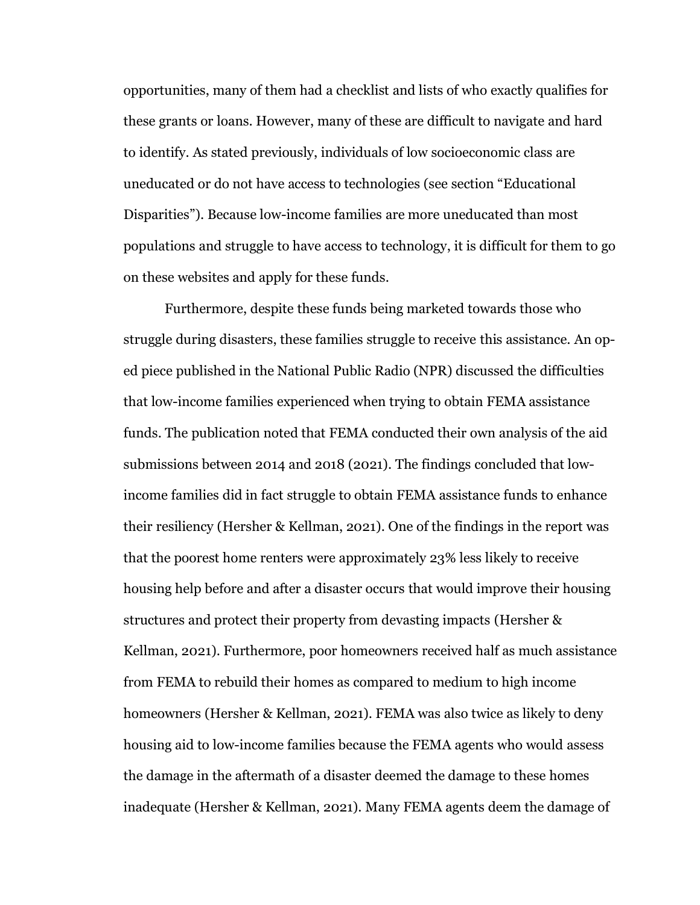opportunities, many of them had a checklist and lists of who exactly qualifies for these grants or loans. However, many of these are difficult to navigate and hard to identify. As stated previously, individuals of low socioeconomic class are uneducated or do not have access to technologies (see section "Educational Disparities"). Because low-income families are more uneducated than most populations and struggle to have access to technology, it is difficult for them to go on these websites and apply for these funds.

Furthermore, despite these funds being marketed towards those who struggle during disasters, these families struggle to receive this assistance. An op-ed piece published in the National Public Radio (NPR) discussed the difficulties that low-income families experienced when trying to obtain FEMA assistance funds. The publication noted that FEMA conducted their own analysis of the aid submissions between 2014 and 2018 (2021). The findings concluded that low-income families did in fact struggle to obtain FEMA assistance funds to enhance their resiliency (Hersher & Kellman, 2021). One of the findings in the report was that the poorest home renters were approximately 23% less likely to receive housing help before and after a disaster occurs that would improve their housing structures and protect their property from devasting impacts (Hersher & Kellman, 2021). Furthermore, poor homeowners received half as much assistance from FEMA to rebuild their homes as compared to medium to high income homeowners (Hersher & Kellman, 2021). FEMA was also twice as likely to deny housing aid to low-income families because the FEMA agents who would assess the damage in the aftermath of a disaster deemed the damage to these homes inadequate (Hersher & Kellman, 2021). Many FEMA agents deem the damage of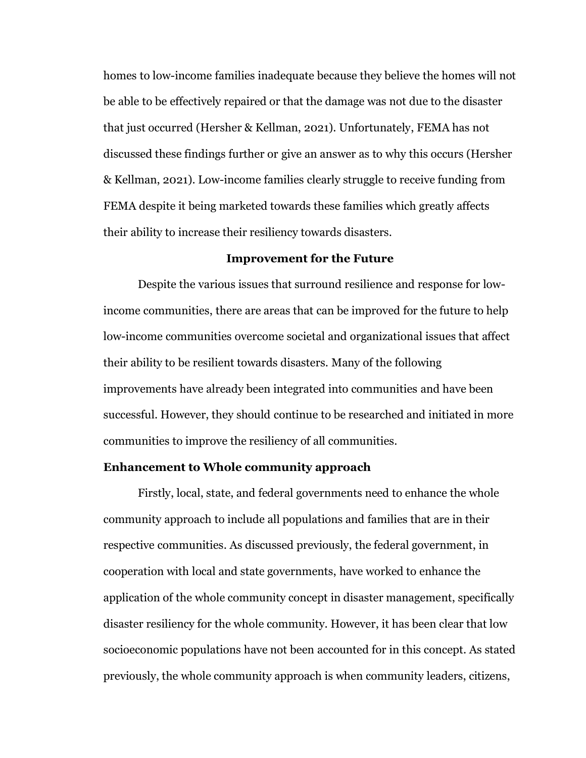homes to low-income families inadequate because they believe the homes will not be able to be effectively repaired or that the damage was not due to the disaster that just occurred (Hersher & Kellman, 2021). Unfortunately, FEMA has not discussed these findings further or give an answer as to why this occurs (Hersher & Kellman, 2021). Low-income families clearly struggle to receive funding from FEMA despite it being marketed towards these families which greatly affects their ability to increase their resiliency towards disasters.

## Improvement for the Future

Despite the various issues that surround resilience and response for low-income communities, there are areas that can be improved for the future to help low-income communities overcome societal and organizational issues that affect their ability to be resilient towards disasters. Many of the following improvements have already been integrated into communities and have been successful. However, they should continue to be researched and initiated in more communities to improve the resiliency of all communities.

### Enhancement to Whole community approach

Firstly, local, state, and federal governments need to enhance the whole community approach to include all populations and families that are in their respective communities. As discussed previously, the federal government, in cooperation with local and state governments, have worked to enhance the application of the whole community concept in disaster management, specifically disaster resiliency for the whole community. However, it has been clear that low socioeconomic populations have not been accounted for in this concept. As stated previously, the whole community approach is when community leaders, citizens,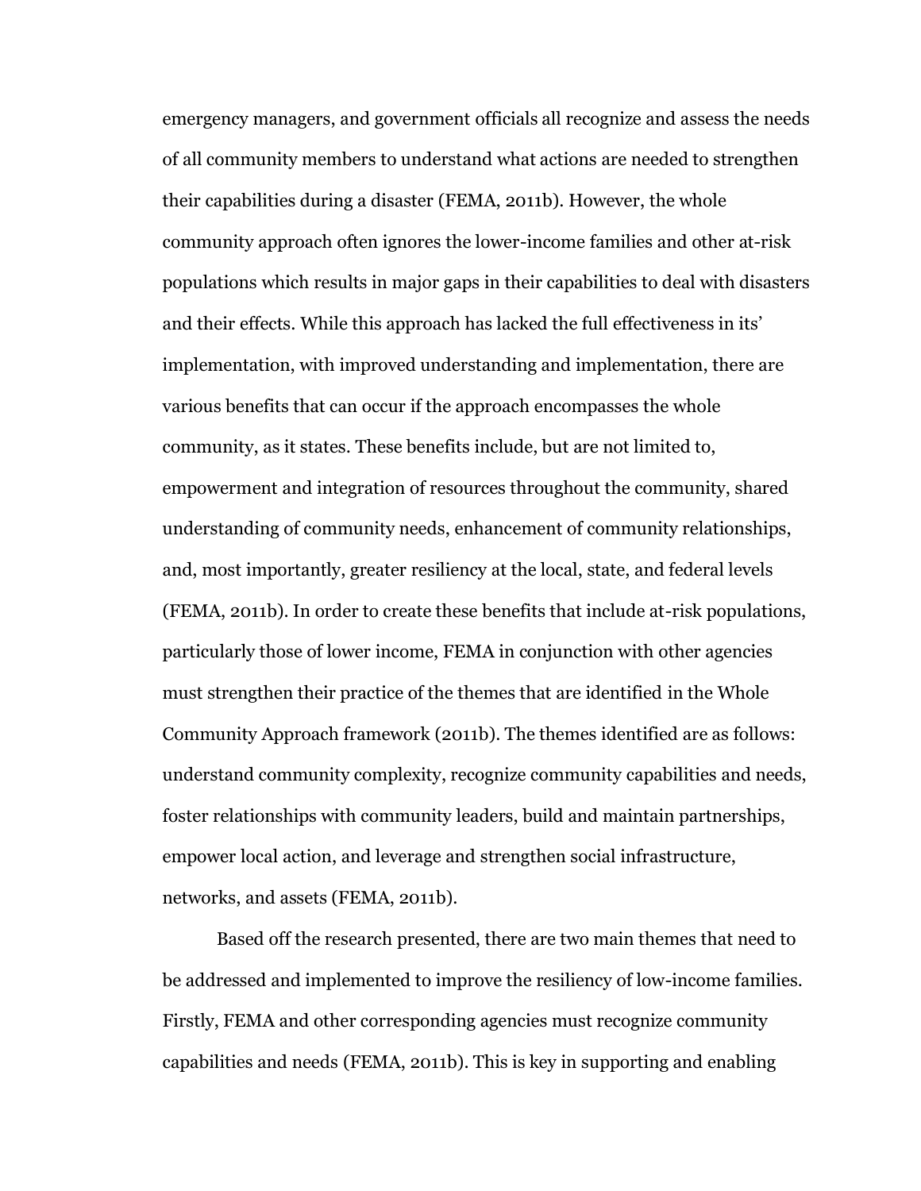emergency managers, and government officials all recognize and assess the needs of all community members to understand what actions are needed to strengthen their capabilities during a disaster (FEMA, 2011b). However, the whole community approach often ignores the lower-income families and other at-risk populations which results in major gaps in their capabilities to deal with disasters and their effects. While this approach has lacked the full effectiveness in its' implementation, with improved understanding and implementation, there are various benefits that can occur if the approach encompasses the whole community, as it states. These benefits include, but are not limited to, empowerment and integration of resources throughout the community, shared understanding of community needs, enhancement of community relationships, and, most importantly, greater resiliency at the local, state, and federal levels (FEMA, 2011b). In order to create these benefits that include at-risk populations, particularly those of lower income, FEMA in conjunction with other agencies must strengthen their practice of the themes that are identified in the Whole Community Approach framework (2011b). The themes identified are as follows: understand community complexity, recognize community capabilities and needs, foster relationships with community leaders, build and maintain partnerships, empower local action, and leverage and strengthen social infrastructure, networks, and assets (FEMA, 2011b).

Based off the research presented, there are two main themes that need to be addressed and implemented to improve the resiliency of low-income families. Firstly, FEMA and other corresponding agencies must recognize community capabilities and needs (FEMA, 2011b). This is key in supporting and enabling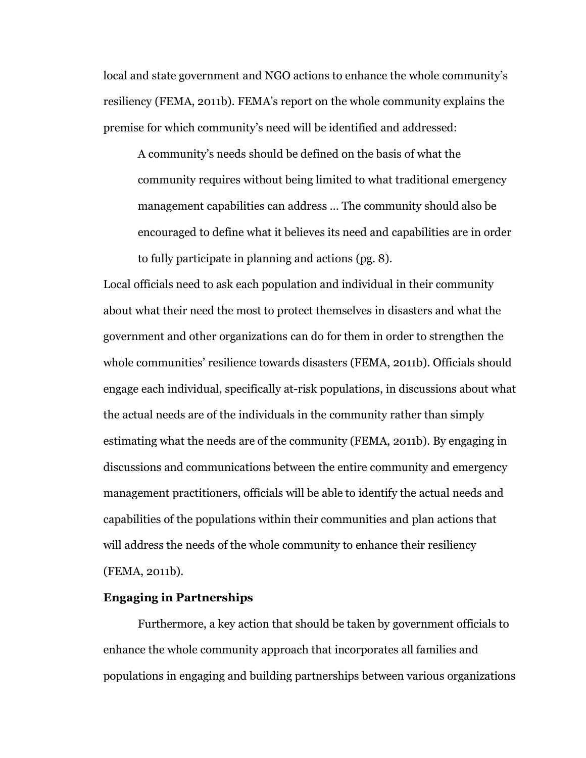local and state government and NGO actions to enhance the whole community's resiliency (FEMA, 2011b). FEMA's report on the whole community explains the premise for which community's need will be identified and addressed:

> A community's needs should be defined on the basis of what the community requires without being limited to what traditional emergency management capabilities can address … The community should also be encouraged to define what it believes its need and capabilities are in order to fully participate in planning and actions (pg. 8).

Local officials need to ask each population and individual in their community about what their need the most to protect themselves in disasters and what the government and other organizations can do for them in order to strengthen the whole communities' resilience towards disasters (FEMA, 2011b). Officials should engage each individual, specifically at-risk populations, in discussions about what the actual needs are of the individuals in the community rather than simply estimating what the needs are of the community (FEMA, 2011b). By engaging in discussions and communications between the entire community and emergency management practitioners, officials will be able to identify the actual needs and capabilities of the populations within their communities and plan actions that will address the needs of the whole community to enhance their resiliency (FEMA, 2011b).

**Engaging in Partnerships**

Furthermore, a key action that should be taken by government officials to enhance the whole community approach that incorporates all families and populations in engaging and building partnerships between various organizations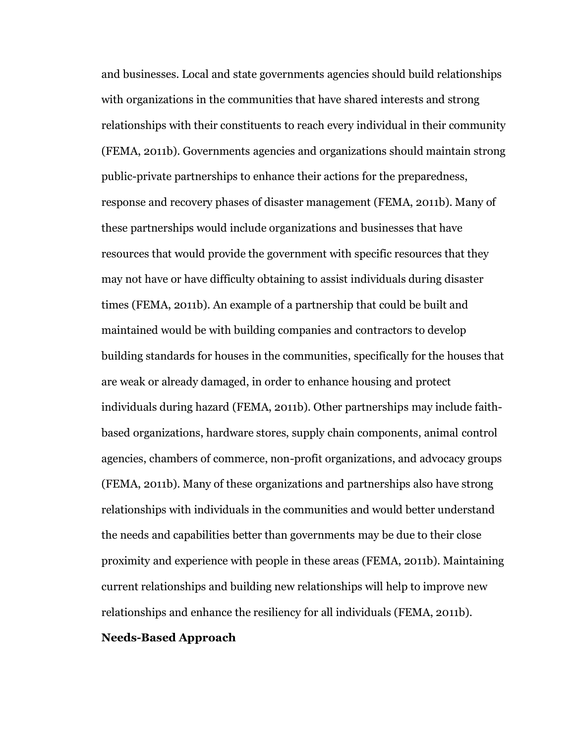and businesses. Local and state governments agencies should build relationships with organizations in the communities that have shared interests and strong relationships with their constituents to reach every individual in their community (FEMA, 2011b). Governments agencies and organizations should maintain strong public-private partnerships to enhance their actions for the preparedness, response and recovery phases of disaster management (FEMA, 2011b). Many of these partnerships would include organizations and businesses that have resources that would provide the government with specific resources that they may not have or have difficulty obtaining to assist individuals during disaster times (FEMA, 2011b). An example of a partnership that could be built and maintained would be with building companies and contractors to develop building standards for houses in the communities, specifically for the houses that are weak or already damaged, in order to enhance housing and protect individuals during hazard (FEMA, 2011b). Other partnerships may include faith-based organizations, hardware stores, supply chain components, animal control agencies, chambers of commerce, non-profit organizations, and advocacy groups (FEMA, 2011b). Many of these organizations and partnerships also have strong relationships with individuals in the communities and would better understand the needs and capabilities better than governments may be due to their close proximity and experience with people in these areas (FEMA, 2011b). Maintaining current relationships and building new relationships will help to improve new relationships and enhance the resiliency for all individuals (FEMA, 2011b).

**Needs-Based Approach**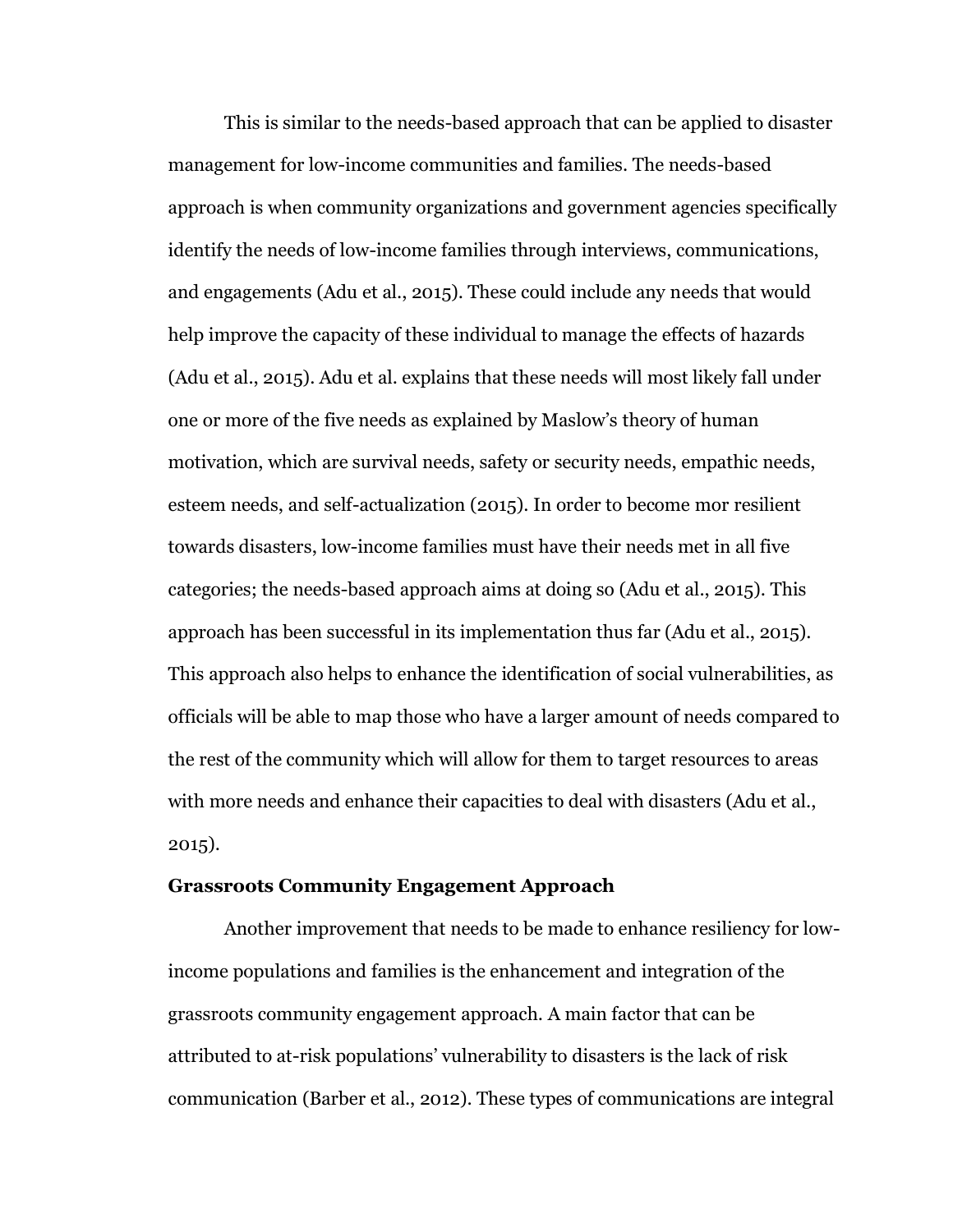This is similar to the needs-based approach that can be applied to disaster management for low-income communities and families. The needs-based approach is when community organizations and government agencies specifically identify the needs of low-income families through interviews, communications, and engagements (Adu et al., 2015). These could include any needs that would help improve the capacity of these individual to manage the effects of hazards (Adu et al., 2015). Adu et al. explains that these needs will most likely fall under one or more of the five needs as explained by Maslow's theory of human motivation, which are survival needs, safety or security needs, empathic needs, esteem needs, and self-actualization (2015). In order to become mor resilient towards disasters, low-income families must have their needs met in all five categories; the needs-based approach aims at doing so (Adu et al., 2015). This approach has been successful in its implementation thus far (Adu et al., 2015). This approach also helps to enhance the identification of social vulnerabilities, as officials will be able to map those who have a larger amount of needs compared to the rest of the community which will allow for them to target resources to areas with more needs and enhance their capacities to deal with disasters (Adu et al., 2015).

**Grassroots Community Engagement Approach**

Another improvement that needs to be made to enhance resiliency for low-income populations and families is the enhancement and integration of the grassroots community engagement approach. A main factor that can be attributed to at-risk populations' vulnerability to disasters is the lack of risk communication (Barber et al., 2012). These types of communications are integral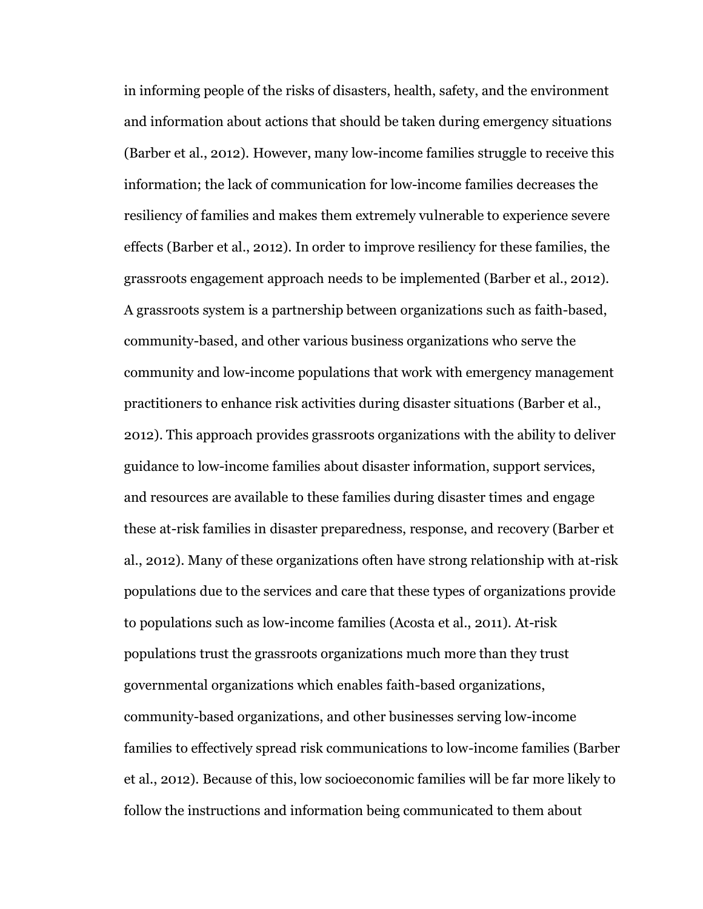in informing people of the risks of disasters, health, safety, and the environment and information about actions that should be taken during emergency situations (Barber et al., 2012). However, many low-income families struggle to receive this information; the lack of communication for low-income families decreases the resiliency of families and makes them extremely vulnerable to experience severe effects (Barber et al., 2012). In order to improve resiliency for these families, the grassroots engagement approach needs to be implemented (Barber et al., 2012). A grassroots system is a partnership between organizations such as faith-based, community-based, and other various business organizations who serve the community and low-income populations that work with emergency management practitioners to enhance risk activities during disaster situations (Barber et al., 2012). This approach provides grassroots organizations with the ability to deliver guidance to low-income families about disaster information, support services, and resources are available to these families during disaster times and engage these at-risk families in disaster preparedness, response, and recovery (Barber et al., 2012). Many of these organizations often have strong relationship with at-risk populations due to the services and care that these types of organizations provide to populations such as low-income families (Acosta et al., 2011). At-risk populations trust the grassroots organizations much more than they trust governmental organizations which enables faith-based organizations, community-based organizations, and other businesses serving low-income families to effectively spread risk communications to low-income families (Barber et al., 2012). Because of this, low socioeconomic families will be far more likely to follow the instructions and information being communicated to them about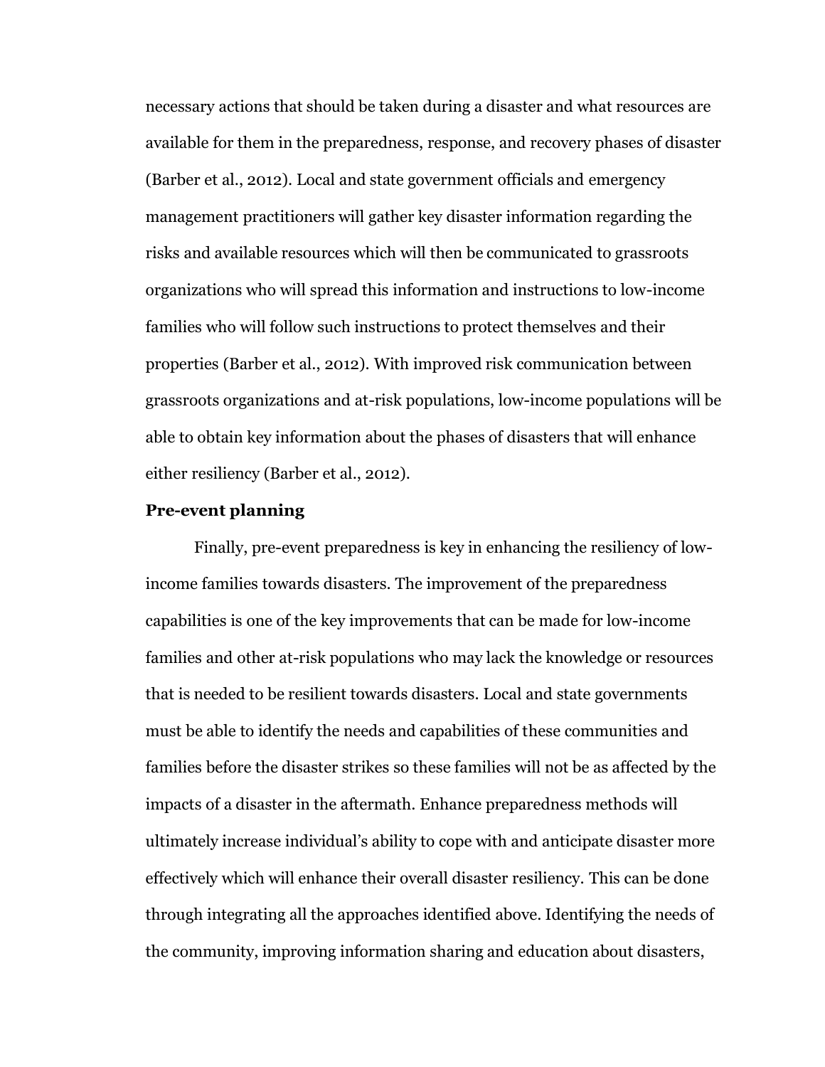necessary actions that should be taken during a disaster and what resources are available for them in the preparedness, response, and recovery phases of disaster (Barber et al., 2012). Local and state government officials and emergency management practitioners will gather key disaster information regarding the risks and available resources which will then be communicated to grassroots organizations who will spread this information and instructions to low-income families who will follow such instructions to protect themselves and their properties (Barber et al., 2012). With improved risk communication between grassroots organizations and at-risk populations, low-income populations will be able to obtain key information about the phases of disasters that will enhance either resiliency (Barber et al., 2012).

**Pre-event planning**

Finally, pre-event preparedness is key in enhancing the resiliency of low-income families towards disasters. The improvement of the preparedness capabilities is one of the key improvements that can be made for low-income families and other at-risk populations who may lack the knowledge or resources that is needed to be resilient towards disasters. Local and state governments must be able to identify the needs and capabilities of these communities and families before the disaster strikes so these families will not be as affected by the impacts of a disaster in the aftermath. Enhance preparedness methods will ultimately increase individual's ability to cope with and anticipate disaster more effectively which will enhance their overall disaster resiliency. This can be done through integrating all the approaches identified above. Identifying the needs of the community, improving information sharing and education about disasters,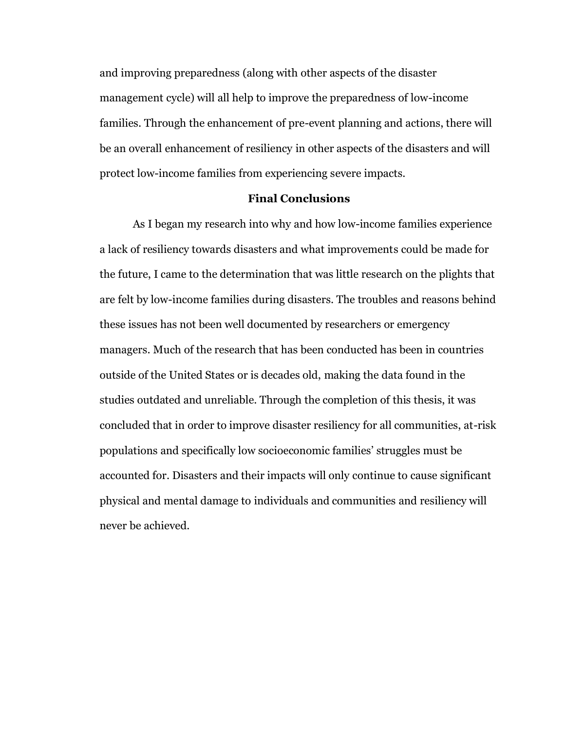and improving preparedness (along with other aspects of the disaster management cycle) will all help to improve the preparedness of low-income families. Through the enhancement of pre-event planning and actions, there will be an overall enhancement of resiliency in other aspects of the disasters and will protect low-income families from experiencing severe impacts.

## Final Conclusions

As I began my research into why and how low-income families experience a lack of resiliency towards disasters and what improvements could be made for the future, I came to the determination that was little research on the plights that are felt by low-income families during disasters. The troubles and reasons behind these issues has not been well documented by researchers or emergency managers. Much of the research that has been conducted has been in countries outside of the United States or is decades old, making the data found in the studies outdated and unreliable. Through the completion of this thesis, it was concluded that in order to improve disaster resiliency for all communities, at-risk populations and specifically low socioeconomic families' struggles must be accounted for. Disasters and their impacts will only continue to cause significant physical and mental damage to individuals and communities and resiliency will never be achieved.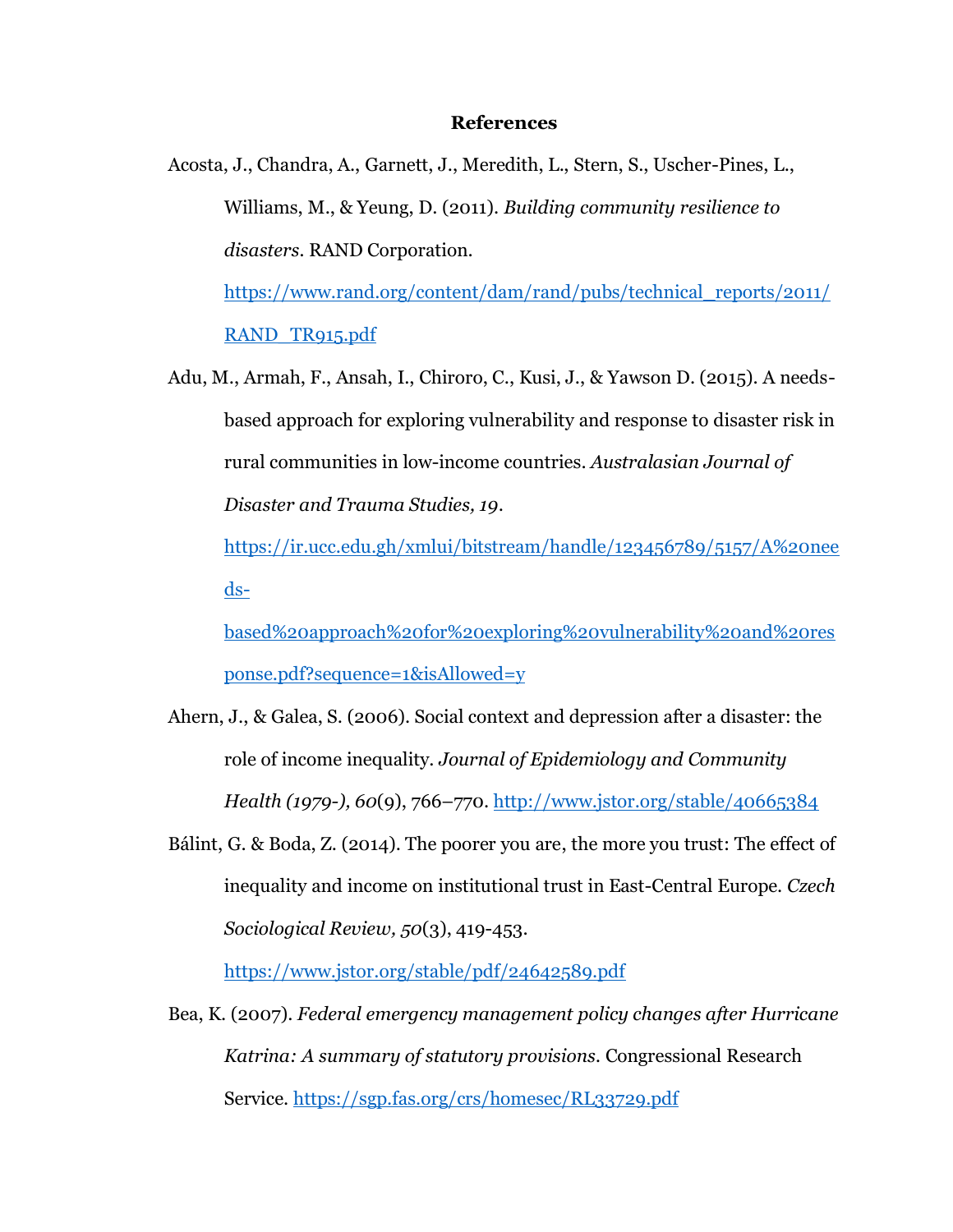# References

Acosta, J., Chandra, A., Garnett, J., Meredith, L., Stern, S., Uscher-Pines, L., Williams, M., & Yeung, D. (2011). *Building community resilience to disasters*. RAND Corporation. https://www.rand.org/content/dam/rand/pubs/technical_reports/2011/RAND_TR915.pdf

Adu, M., Armah, F., Ansah, I., Chiroro, C., Kusi, J., & Yawson D. (2015). A needs-based approach for exploring vulnerability and response to disaster risk in rural communities in low-income countries. *Australasian Journal of Disaster and Trauma Studies, 19*. https://ir.ucc.edu.gh/xmlui/bitstream/handle/123456789/5157/A%20needs-based%20approach%20for%20exploring%20vulnerability%20and%20response.pdf?sequence=1&isAllowed=y

Ahern, J., & Galea, S. (2006). Social context and depression after a disaster: the role of income inequality. *Journal of Epidemiology and Community Health (1979-), 60*(9), 766–770. http://www.jstor.org/stable/40665384

Bálint, G. & Boda, Z. (2014). The poorer you are, the more you trust: The effect of inequality and income on institutional trust in East-Central Europe. *Czech Sociological Review, 50*(3), 419-453. https://www.jstor.org/stable/pdf/24642589.pdf

Bea, K. (2007). *Federal emergency management policy changes after Hurricane Katrina: A summary of statutory provisions*. Congressional Research Service. https://sgp.fas.org/crs/homesec/RL33729.pdf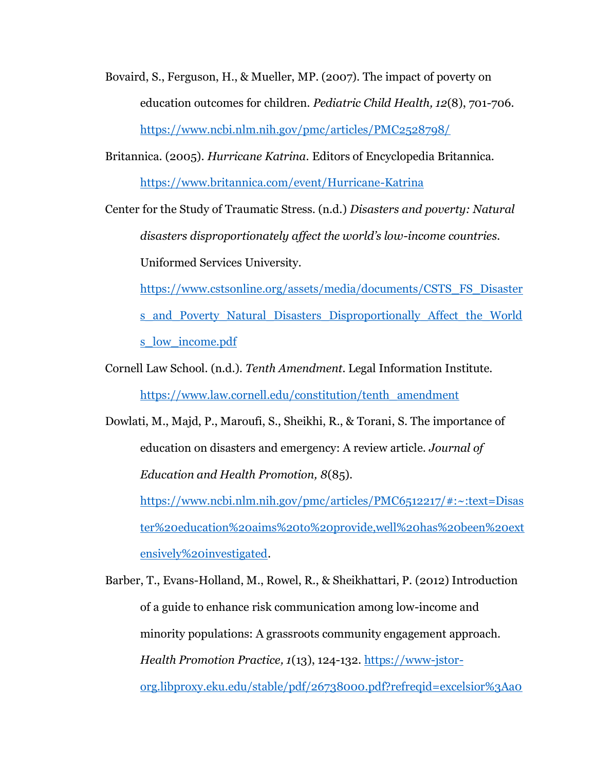Bovaird, S., Ferguson, H., & Mueller, MP. (2007). The impact of poverty on education outcomes for children. *Pediatric Child Health, 12*(8), 701-706. https://www.ncbi.nlm.nih.gov/pmc/articles/PMC2528798/

Britannica. (2005). *Hurricane Katrina*. Editors of Encyclopedia Britannica. https://www.britannica.com/event/Hurricane-Katrina

Center for the Study of Traumatic Stress. (n.d.) *Disasters and poverty: Natural disasters disproportionately affect the world's low-income countries.* Uniformed Services University. https://www.cstsonline.org/assets/media/documents/CSTS_FS_Disasters_and_Poverty_Natural_Disasters_Disproportionally_Affect_the_Worlds_low_income.pdf

Cornell Law School. (n.d.). *Tenth Amendment*. Legal Information Institute. https://www.law.cornell.edu/constitution/tenth_amendment

Dowlati, M., Majd, P., Maroufi, S., Sheikhi, R., & Torani, S. The importance of education on disasters and emergency: A review article. *Journal of Education and Health Promotion, 8*(85). https://www.ncbi.nlm.nih.gov/pmc/articles/PMC6512217/#:~:text=Disaster%20education%20aims%20to%20provide,well%20has%20been%20extensively%20investigated.

Barber, T., Evans-Holland, M., Rowel, R., & Sheikhattari, P. (2012) Introduction of a guide to enhance risk communication among low-income and minority populations: A grassroots community engagement approach. *Health Promotion Practice, 1*(13), 124-132. https://www-jstor-org.libproxy.eku.edu/stable/pdf/26738000.pdf?refreqid=excelsior%3Aa0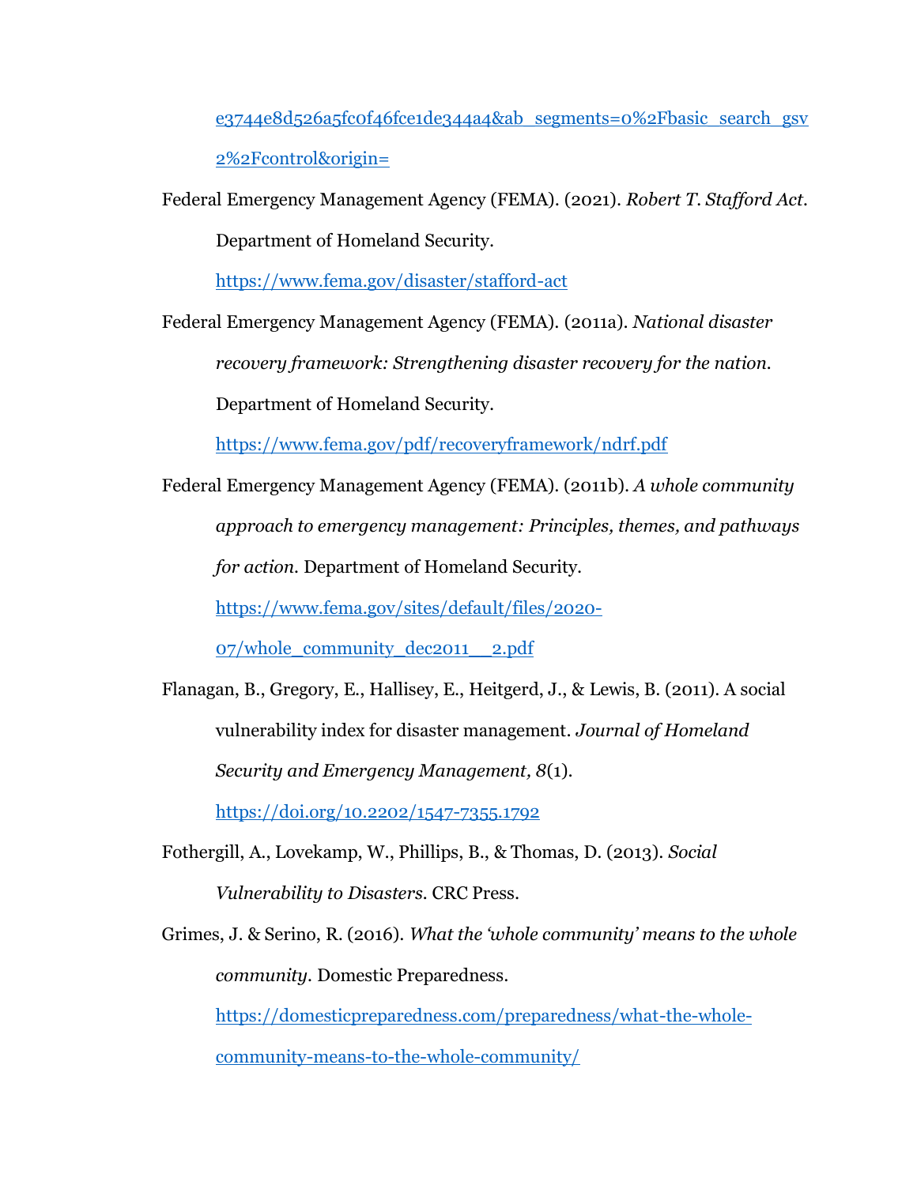e3744e8d526a5fc0f46fce1de344a4&ab_segments=0%2Fbasic_search_gsv2%2Fcontrol&origin=

Federal Emergency Management Agency (FEMA). (2021). *Robert T. Stafford Act*. Department of Homeland Security. https://www.fema.gov/disaster/stafford-act

Federal Emergency Management Agency (FEMA). (2011a). *National disaster recovery framework: Strengthening disaster recovery for the nation*. Department of Homeland Security. https://www.fema.gov/pdf/recoveryframework/ndrf.pdf

Federal Emergency Management Agency (FEMA). (2011b). *A whole community approach to emergency management: Principles, themes, and pathways for action*. Department of Homeland Security. https://www.fema.gov/sites/default/files/2020-07/whole_community_dec2011__2.pdf

Flanagan, B., Gregory, E., Hallisey, E., Heitgerd, J., & Lewis, B. (2011). A social vulnerability index for disaster management. *Journal of Homeland Security and Emergency Management, 8*(1). https://doi.org/10.2202/1547-7355.1792

Fothergill, A., Lovekamp, W., Phillips, B., & Thomas, D. (2013). *Social Vulnerability to Disasters*. CRC Press.

Grimes, J. & Serino, R. (2016). *What the 'whole community' means to the whole community*. Domestic Preparedness. https://domesticpreparedness.com/preparedness/what-the-whole-community-means-to-the-whole-community/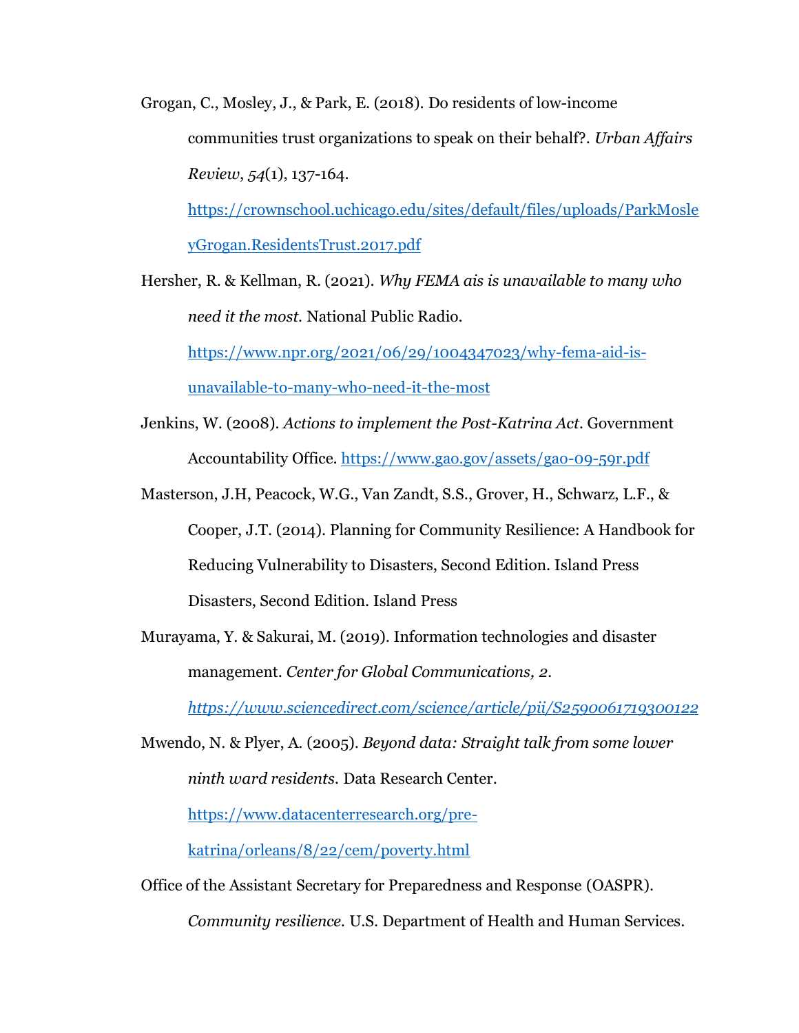Grogan, C., Mosley, J., & Park, E. (2018). Do residents of low-income communities trust organizations to speak on their behalf?. *Urban Affairs Review*, *54*(1), 137-164. https://crownschool.uchicago.edu/sites/default/files/uploads/ParkMosleyGrogan.ResidentsTrust.2017.pdf

Hersher, R. & Kellman, R. (2021). *Why FEMA ais is unavailable to many who need it the most.* National Public Radio. https://www.npr.org/2021/06/29/1004347023/why-fema-aid-is-unavailable-to-many-who-need-it-the-most

Jenkins, W. (2008). *Actions to implement the Post-Katrina Act*. Government Accountability Office. https://www.gao.gov/assets/gao-09-59r.pdf

Masterson, J.H, Peacock, W.G., Van Zandt, S.S., Grover, H., Schwarz, L.F., & Cooper, J.T. (2014). Planning for Community Resilience: A Handbook for Reducing Vulnerability to Disasters, Second Edition. Island Press Disasters, Second Edition. Island Press

Murayama, Y. & Sakurai, M. (2019). Information technologies and disaster management. *Center for Global Communications, 2*. *https://www.sciencedirect.com/science/article/pii/S2590061719300122*

Mwendo, N. & Plyer, A. (2005). *Beyond data: Straight talk from some lower ninth ward residents*. Data Research Center. https://www.datacenterresearch.org/pre-katrina/orleans/8/22/cem/poverty.html

Office of the Assistant Secretary for Preparedness and Response (OASPR). *Community resilience.* U.S. Department of Health and Human Services.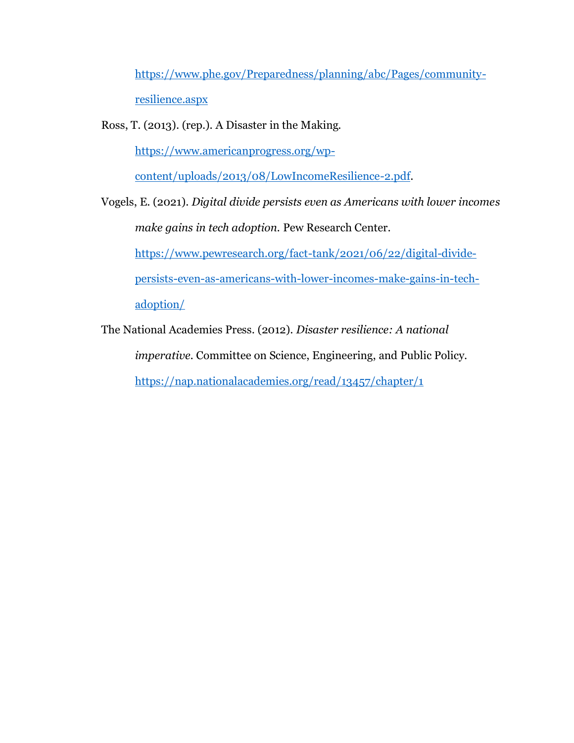https://www.phe.gov/Preparedness/planning/abc/Pages/community-resilience.aspx

Ross, T. (2013). (rep.). A Disaster in the Making. https://www.americanprogress.org/wp-content/uploads/2013/08/LowIncomeResilience-2.pdf.

Vogels, E. (2021). *Digital divide persists even as Americans with lower incomes make gains in tech adoption*. Pew Research Center. https://www.pewresearch.org/fact-tank/2021/06/22/digital-divide-persists-even-as-americans-with-lower-incomes-make-gains-in-tech-adoption/

The National Academies Press. (2012). *Disaster resilience: A national imperative*. Committee on Science, Engineering, and Public Policy. https://nap.nationalacademies.org/read/13457/chapter/1